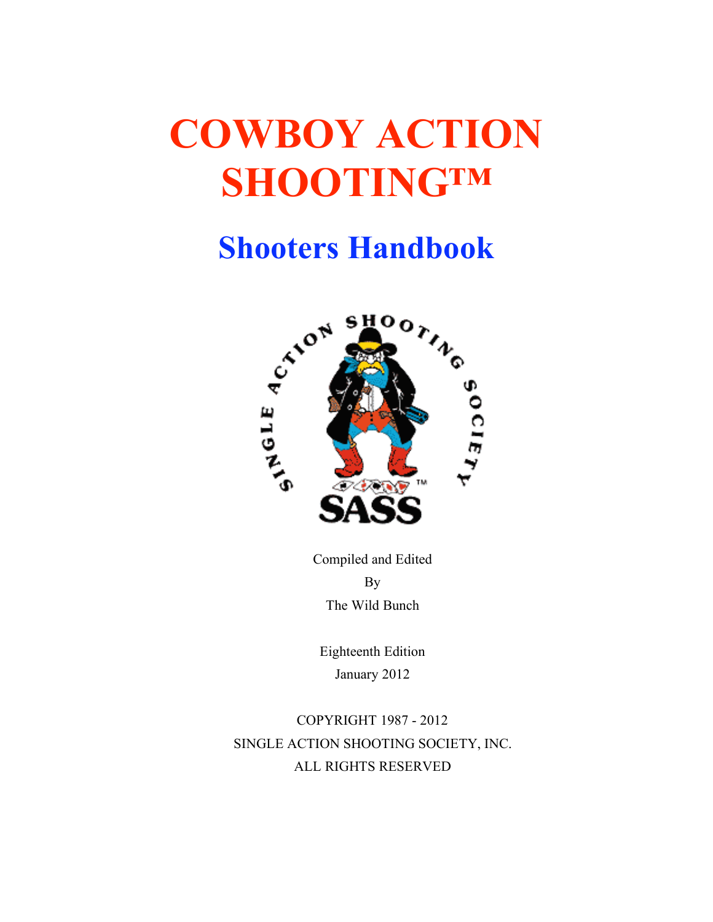# COWBOY ACTION SHOOTING™

## Shooters Handbook

Compiled and Edited

By

The Wild Bunch

Eighteenth Edition

January 2012

COPYRIGHT 1987 - 2012

SINGLE ACTION SHOOTING SOCIETY, INC.

ALL RIGHTS RESERVED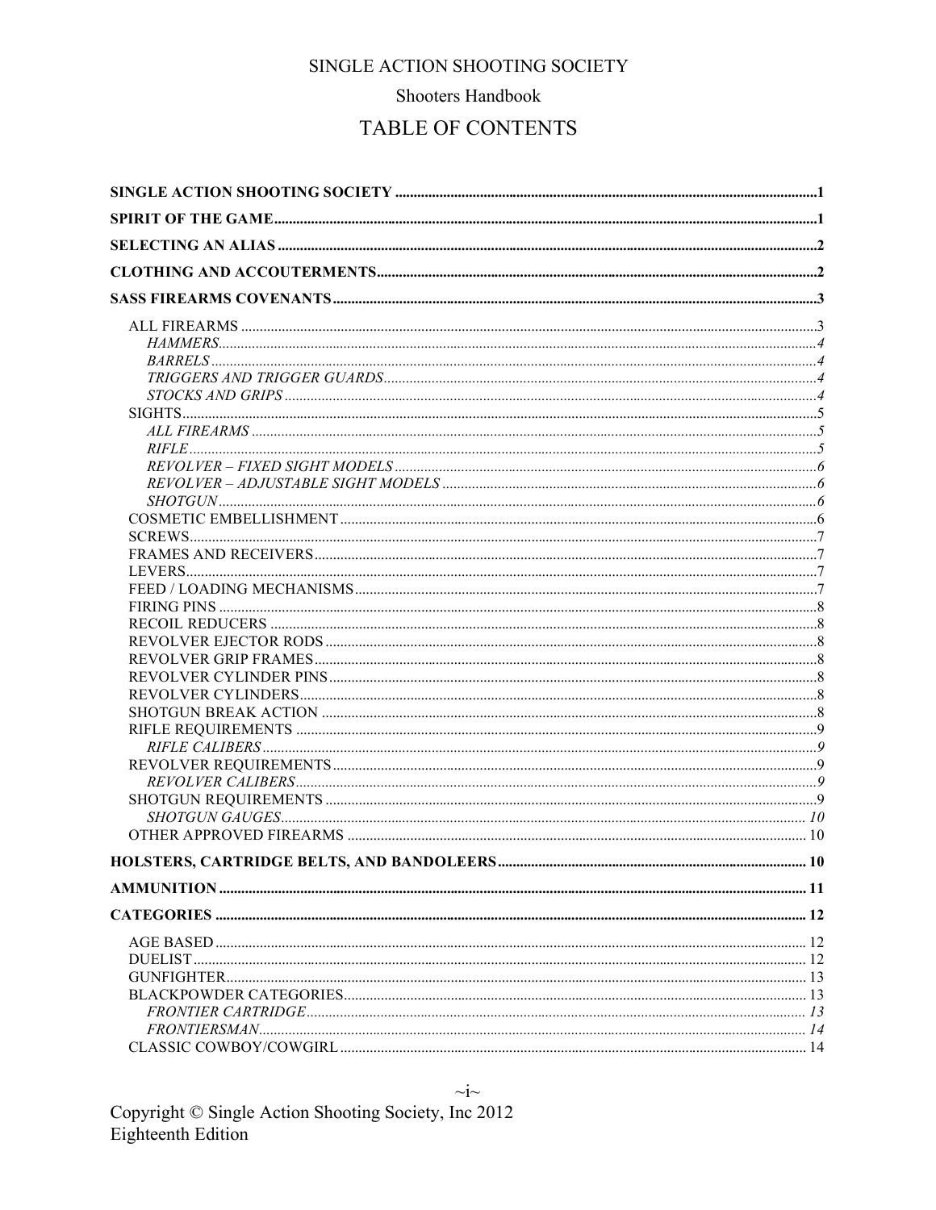SINGLE ACTION SHOOTING SOCIETY

Shooters Handbook

# TABLE OF CONTENTS

**SINGLE ACTION SHOOTING SOCIETY** ..... 1

**SPIRIT OF THE GAME** ..... 1

**SELECTING AN ALIAS** ..... 2

**CLOTHING AND ACCOUTERMENTS** ..... 2

**SASS FIREARMS COVENANTS** ..... 3

- ALL FIREARMS ..... 3
  - *HAMMERS* ..... 4
  - *BARRELS* ..... 4
  - *TRIGGERS AND TRIGGER GUARDS* ..... 4
  - *STOCKS AND GRIPS* ..... 4
- SIGHTS ..... 5
  - *ALL FIREARMS* ..... 5
  - *RIFLE* ..... 5
  - *REVOLVER – FIXED SIGHT MODELS* ..... 6
  - *REVOLVER – ADJUSTABLE SIGHT MODELS* ..... 6
  - *SHOTGUN* ..... 6
- COSMETIC EMBELLISHMENT ..... 6
- SCREWS ..... 7
- FRAMES AND RECEIVERS ..... 7
- LEVERS ..... 7
- FEED / LOADING MECHANISMS ..... 7
- FIRING PINS ..... 8
- RECOIL REDUCERS ..... 8
- REVOLVER EJECTOR RODS ..... 8
- REVOLVER GRIP FRAMES ..... 8
- REVOLVER CYLINDER PINS ..... 8
- REVOLVER CYLINDERS ..... 8
- SHOTGUN BREAK ACTION ..... 8
- RIFLE REQUIREMENTS ..... 9
  - *RIFLE CALIBERS* ..... 9
- REVOLVER REQUIREMENTS ..... 9
  - *REVOLVER CALIBERS* ..... 9
- SHOTGUN REQUIREMENTS ..... 9
  - *SHOTGUN GAUGES* ..... 10
- OTHER APPROVED FIREARMS ..... 10

**HOLSTERS, CARTRIDGE BELTS, AND BANDOLEERS** ..... 10

**AMMUNITION** ..... 11

**CATEGORIES** ..... 12

- AGE BASED ..... 12
- DUELIST ..... 12
- GUNFIGHTER ..... 13
- BLACKPOWDER CATEGORIES ..... 13
  - *FRONTIER CARTRIDGE* ..... 13
  - *FRONTIERSMAN* ..... 14
- CLASSIC COWBOY/COWGIRL ..... 14

Copyright © Single Action Shooting Society, Inc 2012
Eighteenth Edition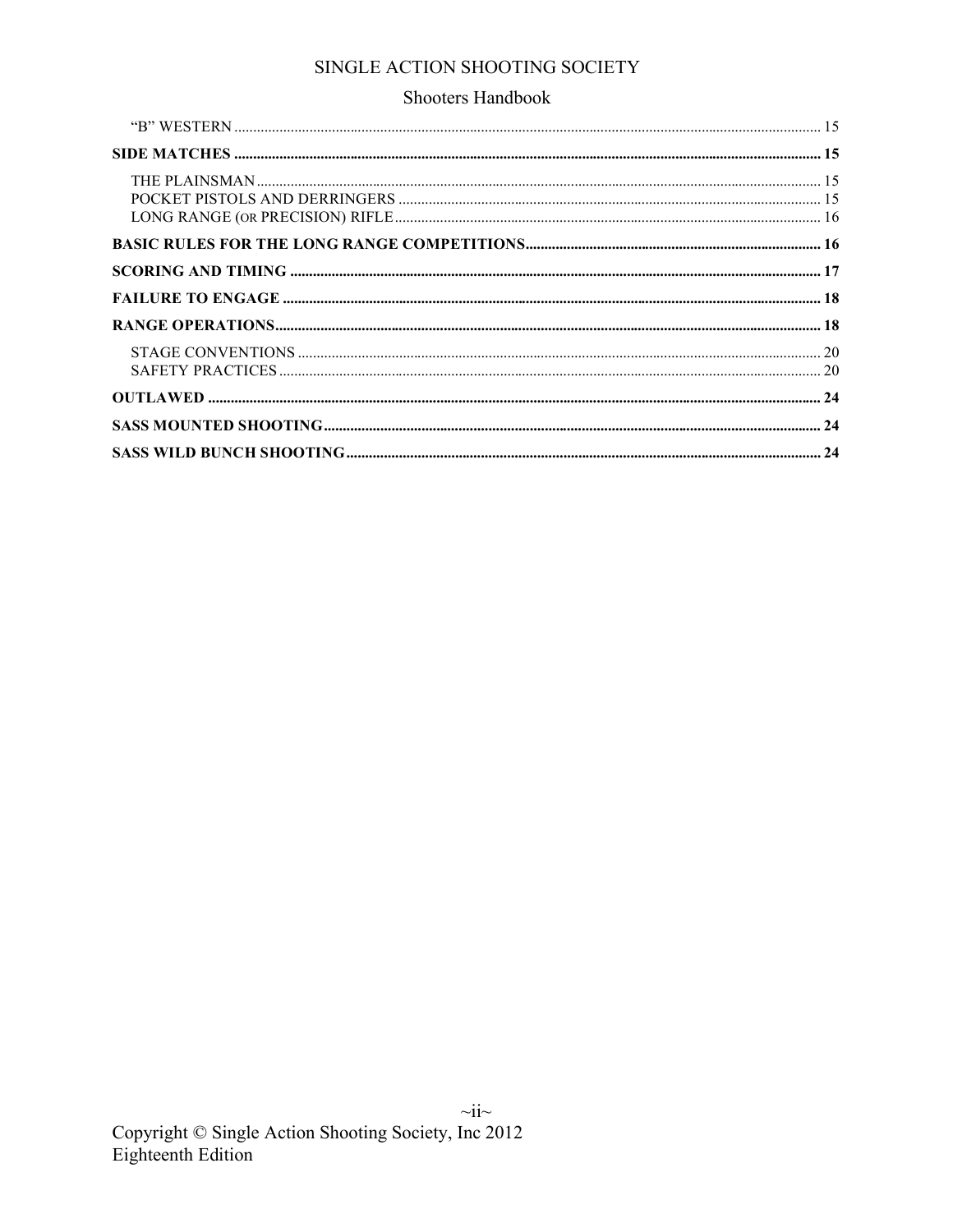"B" WESTERN .......... 15

**SIDE MATCHES .......... 15**

THE PLAINSMAN .......... 15
POCKET PISTOLS AND DERRINGERS .......... 15
LONG RANGE (OR PRECISION) RIFLE .......... 16

**BASIC RULES FOR THE LONG RANGE COMPETITIONS .......... 16**

**SCORING AND TIMING .......... 17**

**FAILURE TO ENGAGE .......... 18**

**RANGE OPERATIONS .......... 18**

STAGE CONVENTIONS .......... 20
SAFETY PRACTICES .......... 20

**OUTLAWED .......... 24**

**SASS MOUNTED SHOOTING .......... 24**

**SASS WILD BUNCH SHOOTING .......... 24**

Copyright © Single Action Shooting Society, Inc 2012
Eighteenth Edition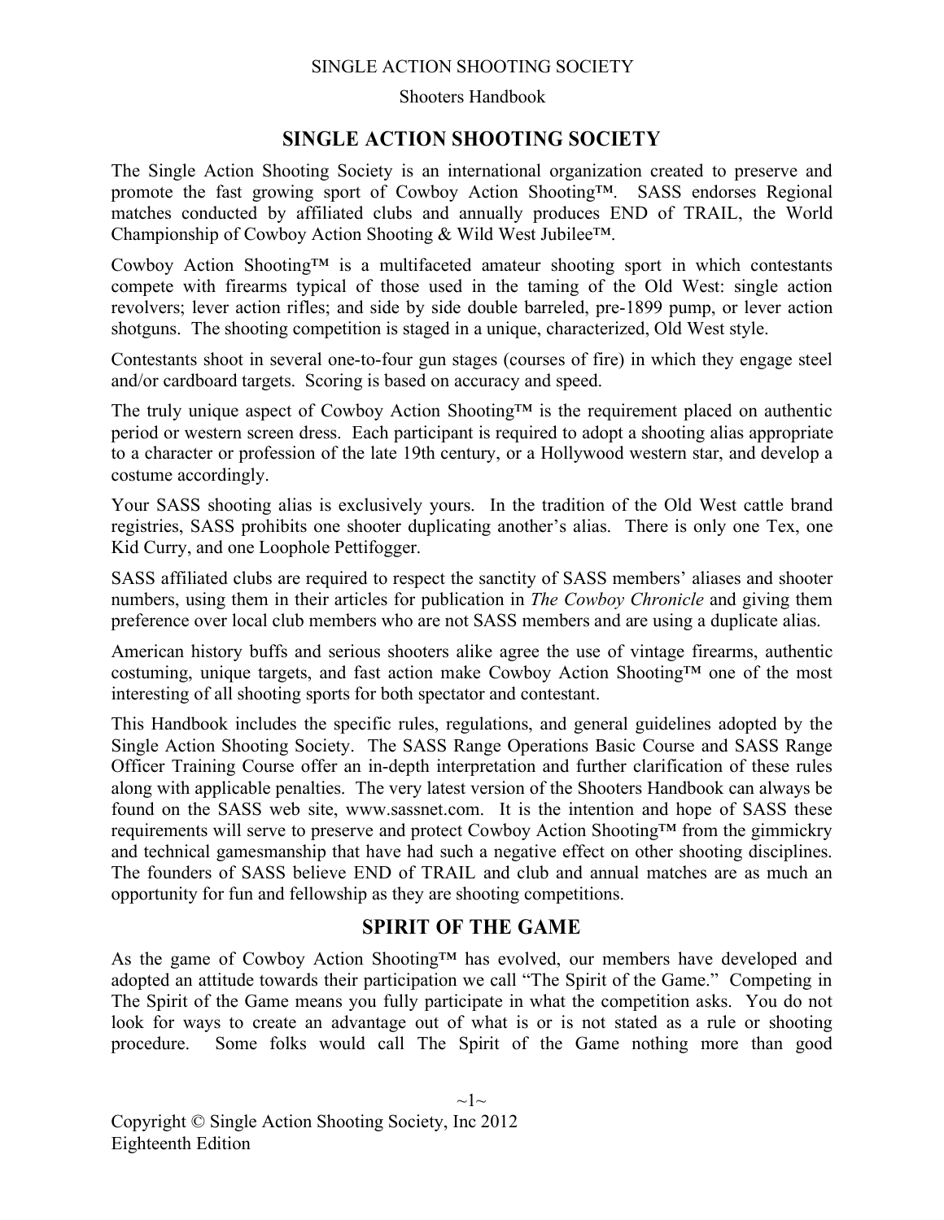# SINGLE ACTION SHOOTING SOCIETY

The Single Action Shooting Society is an international organization created to preserve and promote the fast growing sport of Cowboy Action Shooting™. SASS endorses Regional matches conducted by affiliated clubs and annually produces END of TRAIL, the World Championship of Cowboy Action Shooting & Wild West Jubilee™.

Cowboy Action Shooting™ is a multifaceted amateur shooting sport in which contestants compete with firearms typical of those used in the taming of the Old West: single action revolvers; lever action rifles; and side by side double barreled, pre-1899 pump, or lever action shotguns. The shooting competition is staged in a unique, characterized, Old West style.

Contestants shoot in several one-to-four gun stages (courses of fire) in which they engage steel and/or cardboard targets. Scoring is based on accuracy and speed.

The truly unique aspect of Cowboy Action Shooting™ is the requirement placed on authentic period or western screen dress. Each participant is required to adopt a shooting alias appropriate to a character or profession of the late 19th century, or a Hollywood western star, and develop a costume accordingly.

Your SASS shooting alias is exclusively yours. In the tradition of the Old West cattle brand registries, SASS prohibits one shooter duplicating another's alias. There is only one Tex, one Kid Curry, and one Loophole Pettifogger.

SASS affiliated clubs are required to respect the sanctity of SASS members' aliases and shooter numbers, using them in their articles for publication in *The Cowboy Chronicle* and giving them preference over local club members who are not SASS members and are using a duplicate alias.

American history buffs and serious shooters alike agree the use of vintage firearms, authentic costuming, unique targets, and fast action make Cowboy Action Shooting™ one of the most interesting of all shooting sports for both spectator and contestant.

This Handbook includes the specific rules, regulations, and general guidelines adopted by the Single Action Shooting Society. The SASS Range Operations Basic Course and SASS Range Officer Training Course offer an in-depth interpretation and further clarification of these rules along with applicable penalties. The very latest version of the Shooters Handbook can always be found on the SASS web site, www.sassnet.com. It is the intention and hope of SASS these requirements will serve to preserve and protect Cowboy Action Shooting™ from the gimmickry and technical gamesmanship that have had such a negative effect on other shooting disciplines. The founders of SASS believe END of TRAIL and club and annual matches are as much an opportunity for fun and fellowship as they are shooting competitions.

## SPIRIT OF THE GAME

As the game of Cowboy Action Shooting™ has evolved, our members have developed and adopted an attitude towards their participation we call "The Spirit of the Game." Competing in The Spirit of the Game means you fully participate in what the competition asks. You do not look for ways to create an advantage out of what is or is not stated as a rule or shooting procedure. Some folks would call The Spirit of the Game nothing more than good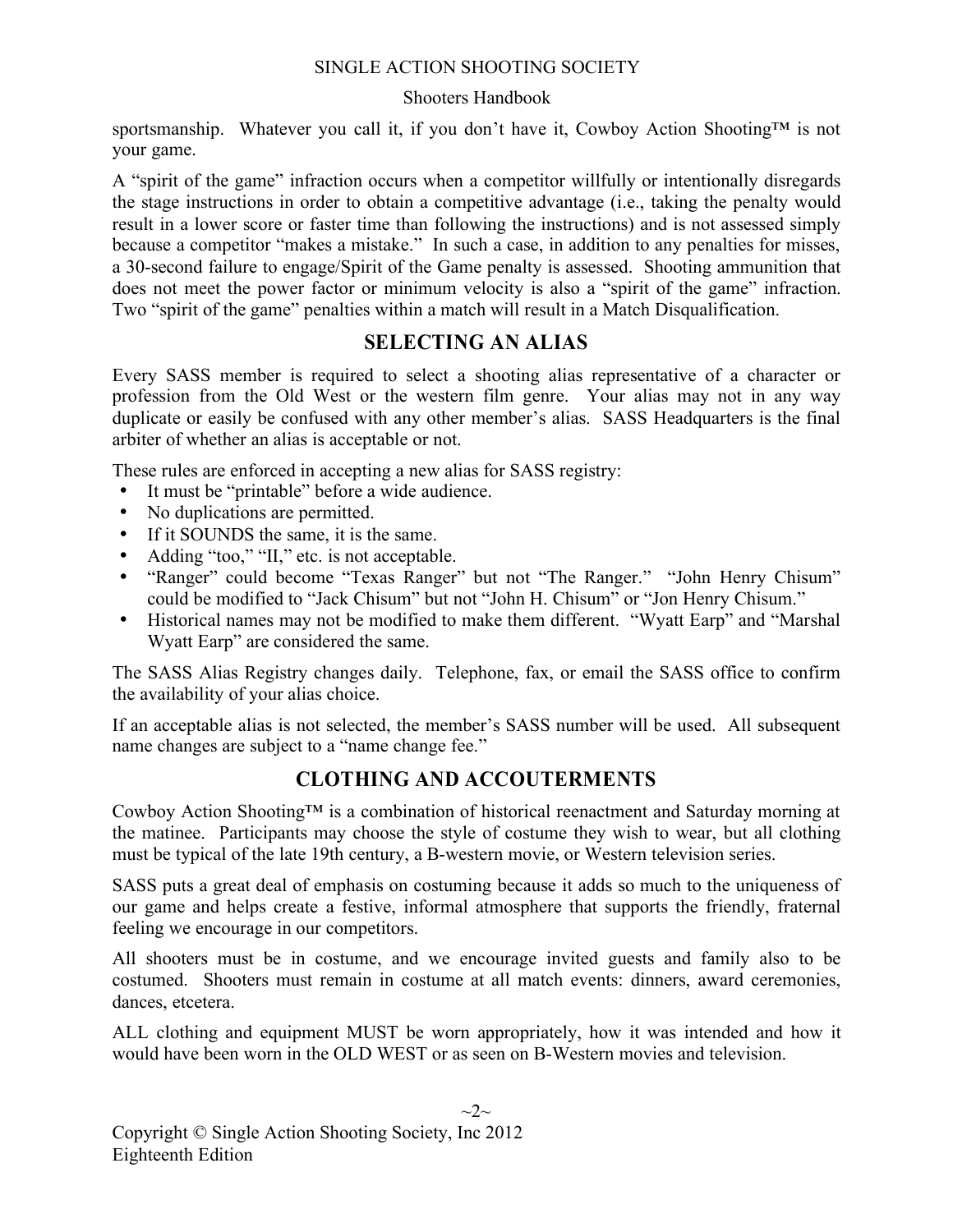sportsmanship. Whatever you call it, if you don't have it, Cowboy Action Shooting™ is not your game.

A "spirit of the game" infraction occurs when a competitor willfully or intentionally disregards the stage instructions in order to obtain a competitive advantage (i.e., taking the penalty would result in a lower score or faster time than following the instructions) and is not assessed simply because a competitor "makes a mistake." In such a case, in addition to any penalties for misses, a 30-second failure to engage/Spirit of the Game penalty is assessed. Shooting ammunition that does not meet the power factor or minimum velocity is also a "spirit of the game" infraction. Two "spirit of the game" penalties within a match will result in a Match Disqualification.

## SELECTING AN ALIAS

Every SASS member is required to select a shooting alias representative of a character or profession from the Old West or the western film genre. Your alias may not in any way duplicate or easily be confused with any other member's alias. SASS Headquarters is the final arbiter of whether an alias is acceptable or not.

These rules are enforced in accepting a new alias for SASS registry:

- It must be "printable" before a wide audience.
- No duplications are permitted.
- If it SOUNDS the same, it is the same.
- Adding "too," "II," etc. is not acceptable.
- "Ranger" could become "Texas Ranger" but not "The Ranger." "John Henry Chisum" could be modified to "Jack Chisum" but not "John H. Chisum" or "Jon Henry Chisum."
- Historical names may not be modified to make them different. "Wyatt Earp" and "Marshal Wyatt Earp" are considered the same.

The SASS Alias Registry changes daily. Telephone, fax, or email the SASS office to confirm the availability of your alias choice.

If an acceptable alias is not selected, the member's SASS number will be used. All subsequent name changes are subject to a "name change fee."

## CLOTHING AND ACCOUTERMENTS

Cowboy Action Shooting™ is a combination of historical reenactment and Saturday morning at the matinee. Participants may choose the style of costume they wish to wear, but all clothing must be typical of the late 19th century, a B-western movie, or Western television series.

SASS puts a great deal of emphasis on costuming because it adds so much to the uniqueness of our game and helps create a festive, informal atmosphere that supports the friendly, fraternal feeling we encourage in our competitors.

All shooters must be in costume, and we encourage invited guests and family also to be costumed. Shooters must remain in costume at all match events: dinners, award ceremonies, dances, etcetera.

ALL clothing and equipment MUST be worn appropriately, how it was intended and how it would have been worn in the OLD WEST or as seen on B-Western movies and television.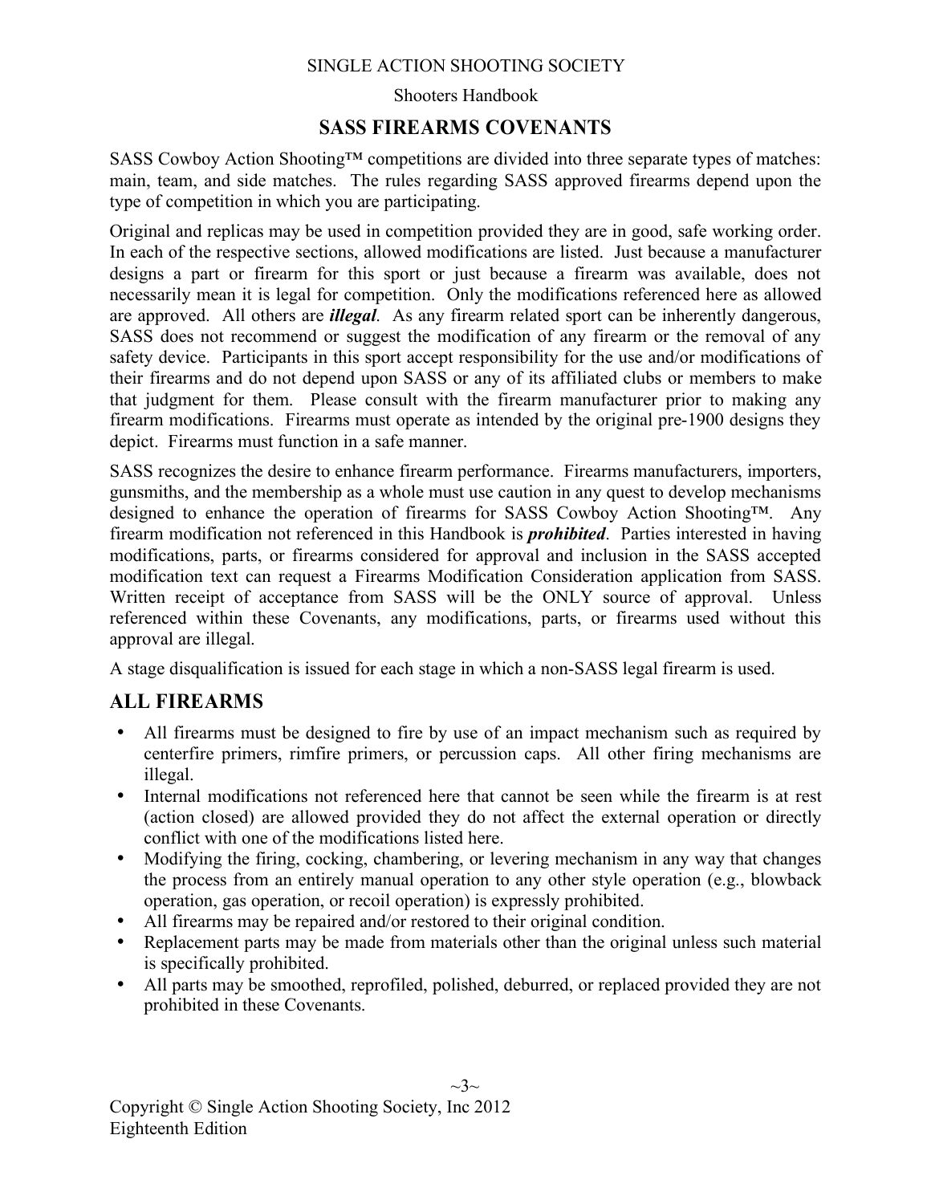## SASS FIREARMS COVENANTS

SASS Cowboy Action Shooting™ competitions are divided into three separate types of matches: main, team, and side matches. The rules regarding SASS approved firearms depend upon the type of competition in which you are participating.

Original and replicas may be used in competition provided they are in good, safe working order. In each of the respective sections, allowed modifications are listed. Just because a manufacturer designs a part or firearm for this sport or just because a firearm was available, does not necessarily mean it is legal for competition. Only the modifications referenced here as allowed are approved. All others are ***illegal***. As any firearm related sport can be inherently dangerous, SASS does not recommend or suggest the modification of any firearm or the removal of any safety device. Participants in this sport accept responsibility for the use and/or modifications of their firearms and do not depend upon SASS or any of its affiliated clubs or members to make that judgment for them. Please consult with the firearm manufacturer prior to making any firearm modifications. Firearms must operate as intended by the original pre-1900 designs they depict. Firearms must function in a safe manner.

SASS recognizes the desire to enhance firearm performance. Firearms manufacturers, importers, gunsmiths, and the membership as a whole must use caution in any quest to develop mechanisms designed to enhance the operation of firearms for SASS Cowboy Action Shooting™. Any firearm modification not referenced in this Handbook is ***prohibited***. Parties interested in having modifications, parts, or firearms considered for approval and inclusion in the SASS accepted modification text can request a Firearms Modification Consideration application from SASS. Written receipt of acceptance from SASS will be the ONLY source of approval. Unless referenced within these Covenants, any modifications, parts, or firearms used without this approval are illegal.

A stage disqualification is issued for each stage in which a non-SASS legal firearm is used.

### ALL FIREARMS

- All firearms must be designed to fire by use of an impact mechanism such as required by centerfire primers, rimfire primers, or percussion caps. All other firing mechanisms are illegal.
- Internal modifications not referenced here that cannot be seen while the firearm is at rest (action closed) are allowed provided they do not affect the external operation or directly conflict with one of the modifications listed here.
- Modifying the firing, cocking, chambering, or levering mechanism in any way that changes the process from an entirely manual operation to any other style operation (e.g., blowback operation, gas operation, or recoil operation) is expressly prohibited.
- All firearms may be repaired and/or restored to their original condition.
- Replacement parts may be made from materials other than the original unless such material is specifically prohibited.
- All parts may be smoothed, reprofiled, polished, deburred, or replaced provided they are not prohibited in these Covenants.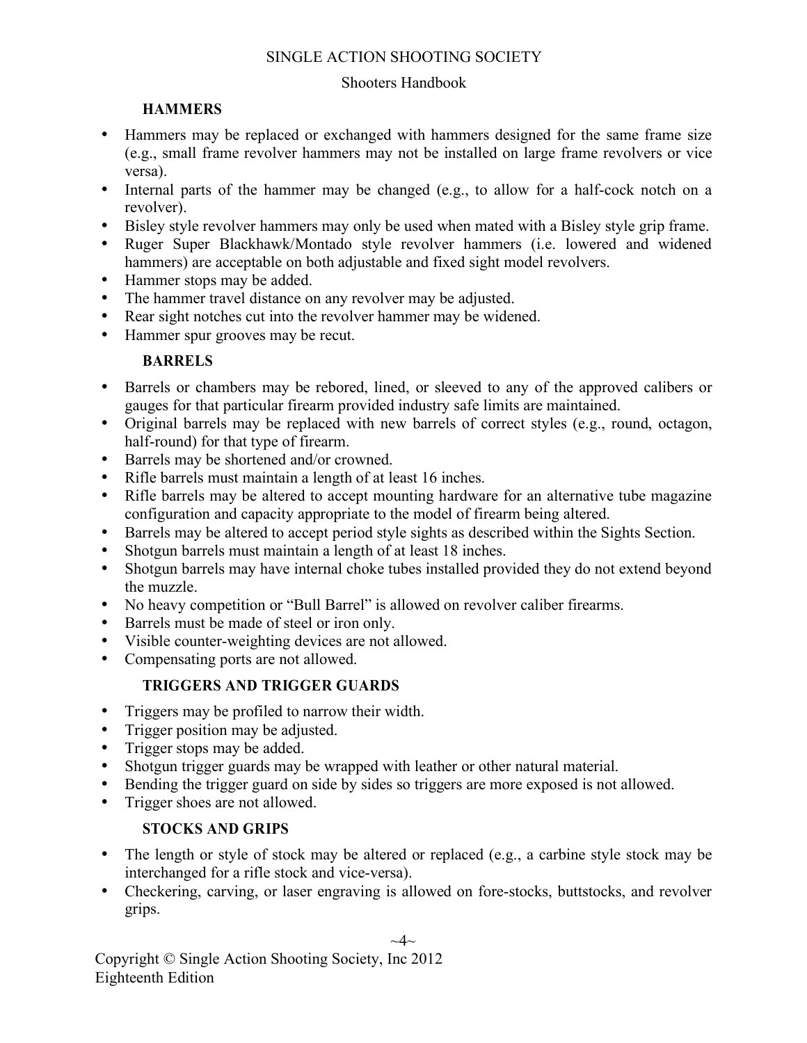### HAMMERS

- Hammers may be replaced or exchanged with hammers designed for the same frame size (e.g., small frame revolver hammers may not be installed on large frame revolvers or vice versa).
- Internal parts of the hammer may be changed (e.g., to allow for a half-cock notch on a revolver).
- Bisley style revolver hammers may only be used when mated with a Bisley style grip frame.
- Ruger Super Blackhawk/Montado style revolver hammers (i.e. lowered and widened hammers) are acceptable on both adjustable and fixed sight model revolvers.
- Hammer stops may be added.
- The hammer travel distance on any revolver may be adjusted.
- Rear sight notches cut into the revolver hammer may be widened.
- Hammer spur grooves may be recut.

### BARRELS

- Barrels or chambers may be rebored, lined, or sleeved to any of the approved calibers or gauges for that particular firearm provided industry safe limits are maintained.
- Original barrels may be replaced with new barrels of correct styles (e.g., round, octagon, half-round) for that type of firearm.
- Barrels may be shortened and/or crowned.
- Rifle barrels must maintain a length of at least 16 inches.
- Rifle barrels may be altered to accept mounting hardware for an alternative tube magazine configuration and capacity appropriate to the model of firearm being altered.
- Barrels may be altered to accept period style sights as described within the Sights Section.
- Shotgun barrels must maintain a length of at least 18 inches.
- Shotgun barrels may have internal choke tubes installed provided they do not extend beyond the muzzle.
- No heavy competition or "Bull Barrel" is allowed on revolver caliber firearms.
- Barrels must be made of steel or iron only.
- Visible counter-weighting devices are not allowed.
- Compensating ports are not allowed.

### TRIGGERS AND TRIGGER GUARDS

- Triggers may be profiled to narrow their width.
- Trigger position may be adjusted.
- Trigger stops may be added.
- Shotgun trigger guards may be wrapped with leather or other natural material.
- Bending the trigger guard on side by sides so triggers are more exposed is not allowed.
- Trigger shoes are not allowed.

### STOCKS AND GRIPS

- The length or style of stock may be altered or replaced (e.g., a carbine style stock may be interchanged for a rifle stock and vice-versa).
- Checkering, carving, or laser engraving is allowed on fore-stocks, buttstocks, and revolver grips.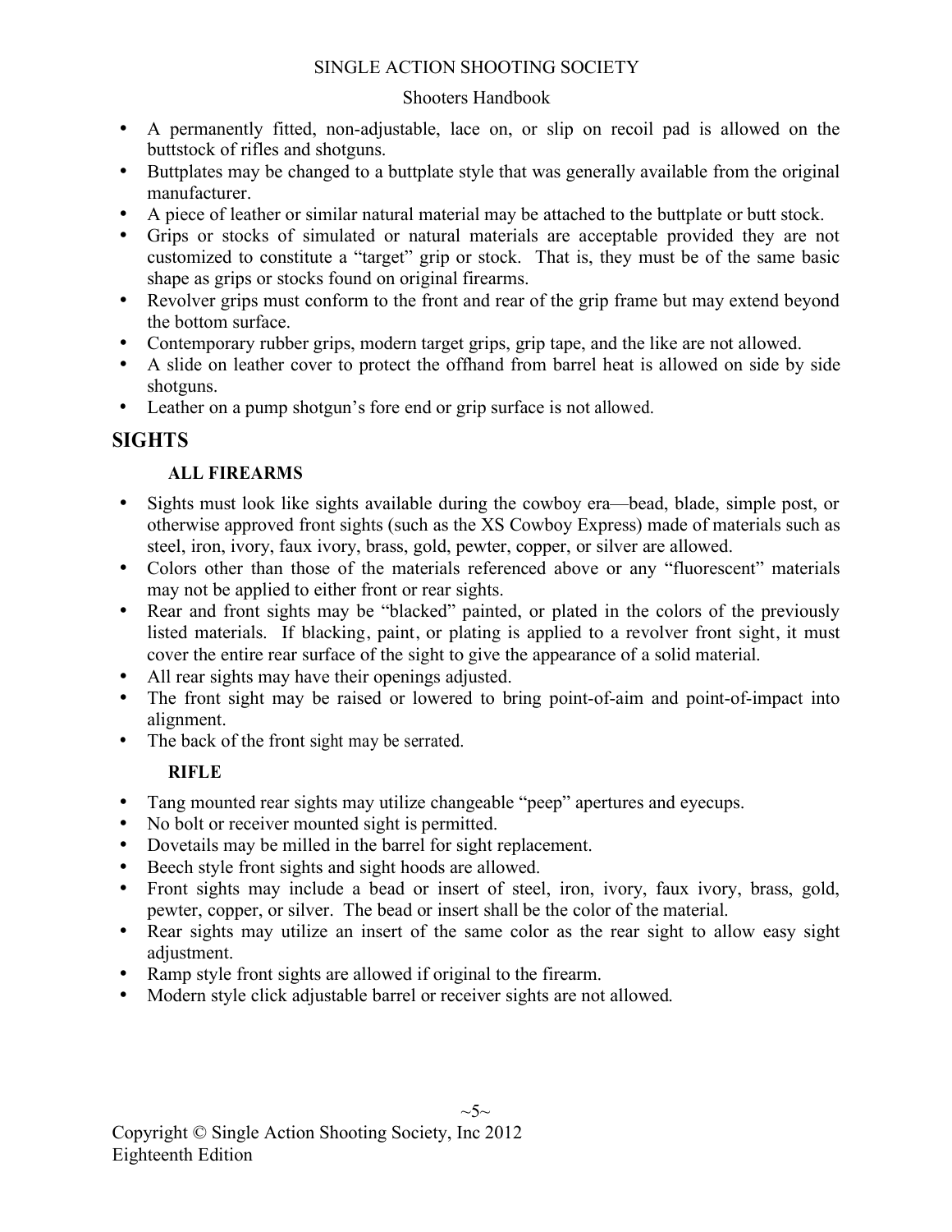- A permanently fitted, non-adjustable, lace on, or slip on recoil pad is allowed on the buttstock of rifles and shotguns.
- Buttplates may be changed to a buttplate style that was generally available from the original manufacturer.
- A piece of leather or similar natural material may be attached to the buttplate or butt stock.
- Grips or stocks of simulated or natural materials are acceptable provided they are not customized to constitute a "target" grip or stock. That is, they must be of the same basic shape as grips or stocks found on original firearms.
- Revolver grips must conform to the front and rear of the grip frame but may extend beyond the bottom surface.
- Contemporary rubber grips, modern target grips, grip tape, and the like are not allowed.
- A slide on leather cover to protect the offhand from barrel heat is allowed on side by side shotguns.
- Leather on a pump shotgun's fore end or grip surface is not allowed.

## SIGHTS

### ALL FIREARMS

- Sights must look like sights available during the cowboy era—bead, blade, simple post, or otherwise approved front sights (such as the XS Cowboy Express) made of materials such as steel, iron, ivory, faux ivory, brass, gold, pewter, copper, or silver are allowed.
- Colors other than those of the materials referenced above or any "fluorescent" materials may not be applied to either front or rear sights.
- Rear and front sights may be "blacked" painted, or plated in the colors of the previously listed materials. If blacking, paint, or plating is applied to a revolver front sight, it must cover the entire rear surface of the sight to give the appearance of a solid material.
- All rear sights may have their openings adjusted.
- The front sight may be raised or lowered to bring point-of-aim and point-of-impact into alignment.
- The back of the front sight may be serrated.

### RIFLE

- Tang mounted rear sights may utilize changeable "peep" apertures and eyecups.
- No bolt or receiver mounted sight is permitted.
- Dovetails may be milled in the barrel for sight replacement.
- Beech style front sights and sight hoods are allowed.
- Front sights may include a bead or insert of steel, iron, ivory, faux ivory, brass, gold, pewter, copper, or silver. The bead or insert shall be the color of the material.
- Rear sights may utilize an insert of the same color as the rear sight to allow easy sight adjustment.
- Ramp style front sights are allowed if original to the firearm.
- Modern style click adjustable barrel or receiver sights are not allowed.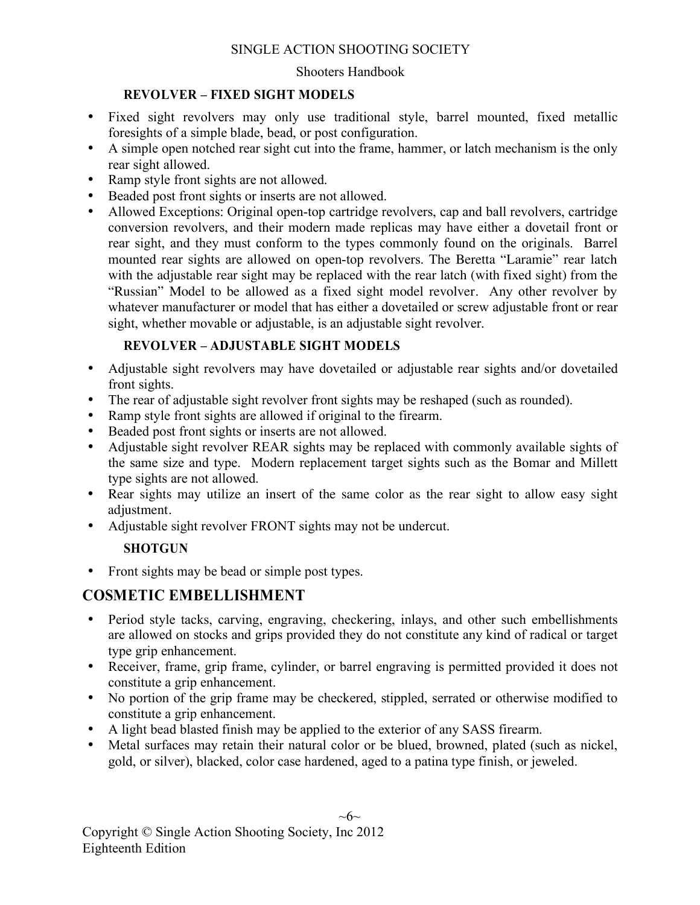### REVOLVER – FIXED SIGHT MODELS

- Fixed sight revolvers may only use traditional style, barrel mounted, fixed metallic foresights of a simple blade, bead, or post configuration.
- A simple open notched rear sight cut into the frame, hammer, or latch mechanism is the only rear sight allowed.
- Ramp style front sights are not allowed.
- Beaded post front sights or inserts are not allowed.
- Allowed Exceptions: Original open-top cartridge revolvers, cap and ball revolvers, cartridge conversion revolvers, and their modern made replicas may have either a dovetail front or rear sight, and they must conform to the types commonly found on the originals. Barrel mounted rear sights are allowed on open-top revolvers. The Beretta "Laramie" rear latch with the adjustable rear sight may be replaced with the rear latch (with fixed sight) from the "Russian" Model to be allowed as a fixed sight model revolver. Any other revolver by whatever manufacturer or model that has either a dovetailed or screw adjustable front or rear sight, whether movable or adjustable, is an adjustable sight revolver.

### REVOLVER – ADJUSTABLE SIGHT MODELS

- Adjustable sight revolvers may have dovetailed or adjustable rear sights and/or dovetailed front sights.
- The rear of adjustable sight revolver front sights may be reshaped (such as rounded).
- Ramp style front sights are allowed if original to the firearm.
- Beaded post front sights or inserts are not allowed.
- Adjustable sight revolver REAR sights may be replaced with commonly available sights of the same size and type. Modern replacement target sights such as the Bomar and Millett type sights are not allowed.
- Rear sights may utilize an insert of the same color as the rear sight to allow easy sight adjustment.
- Adjustable sight revolver FRONT sights may not be undercut.

### SHOTGUN

- Front sights may be bead or simple post types.

## COSMETIC EMBELLISHMENT

- Period style tacks, carving, engraving, checkering, inlays, and other such embellishments are allowed on stocks and grips provided they do not constitute any kind of radical or target type grip enhancement.
- Receiver, frame, grip frame, cylinder, or barrel engraving is permitted provided it does not constitute a grip enhancement.
- No portion of the grip frame may be checkered, stippled, serrated or otherwise modified to constitute a grip enhancement.
- A light bead blasted finish may be applied to the exterior of any SASS firearm.
- Metal surfaces may retain their natural color or be blued, browned, plated (such as nickel, gold, or silver), blacked, color case hardened, aged to a patina type finish, or jeweled.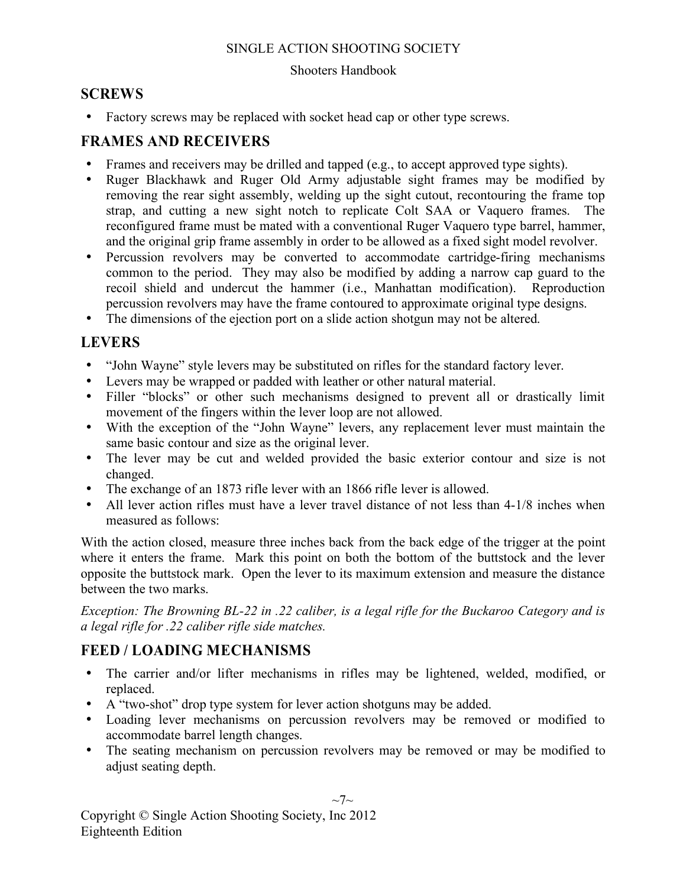## SCREWS

- Factory screws may be replaced with socket head cap or other type screws.

## FRAMES AND RECEIVERS

- Frames and receivers may be drilled and tapped (e.g., to accept approved type sights).
- Ruger Blackhawk and Ruger Old Army adjustable sight frames may be modified by removing the rear sight assembly, welding up the sight cutout, recontouring the frame top strap, and cutting a new sight notch to replicate Colt SAA or Vaquero frames. The reconfigured frame must be mated with a conventional Ruger Vaquero type barrel, hammer, and the original grip frame assembly in order to be allowed as a fixed sight model revolver.
- Percussion revolvers may be converted to accommodate cartridge-firing mechanisms common to the period. They may also be modified by adding a narrow cap guard to the recoil shield and undercut the hammer (i.e., Manhattan modification). Reproduction percussion revolvers may have the frame contoured to approximate original type designs.
- The dimensions of the ejection port on a slide action shotgun may not be altered.

## LEVERS

- "John Wayne" style levers may be substituted on rifles for the standard factory lever.
- Levers may be wrapped or padded with leather or other natural material.
- Filler "blocks" or other such mechanisms designed to prevent all or drastically limit movement of the fingers within the lever loop are not allowed.
- With the exception of the "John Wayne" levers, any replacement lever must maintain the same basic contour and size as the original lever.
- The lever may be cut and welded provided the basic exterior contour and size is not changed.
- The exchange of an 1873 rifle lever with an 1866 rifle lever is allowed.
- All lever action rifles must have a lever travel distance of not less than 4-1/8 inches when measured as follows:

With the action closed, measure three inches back from the back edge of the trigger at the point where it enters the frame. Mark this point on both the bottom of the buttstock and the lever opposite the buttstock mark. Open the lever to its maximum extension and measure the distance between the two marks.

*Exception: The Browning BL-22 in .22 caliber, is a legal rifle for the Buckaroo Category and is a legal rifle for .22 caliber rifle side matches.*

## FEED / LOADING MECHANISMS

- The carrier and/or lifter mechanisms in rifles may be lightened, welded, modified, or replaced.
- A "two-shot" drop type system for lever action shotguns may be added.
- Loading lever mechanisms on percussion revolvers may be removed or modified to accommodate barrel length changes.
- The seating mechanism on percussion revolvers may be removed or may be modified to adjust seating depth.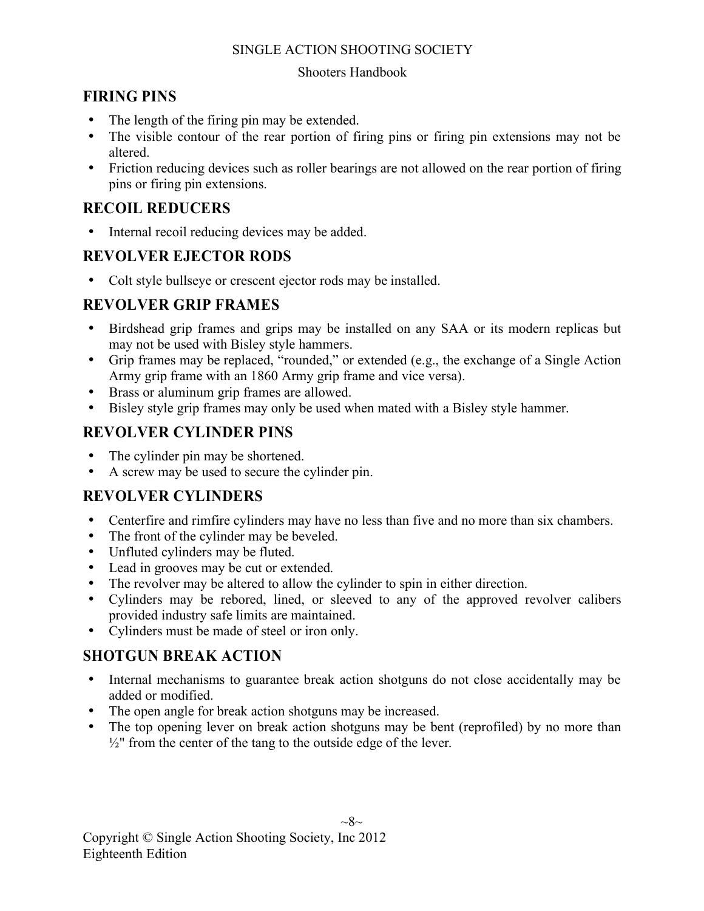## FIRING PINS

- The length of the firing pin may be extended.
- The visible contour of the rear portion of firing pins or firing pin extensions may not be altered.
- Friction reducing devices such as roller bearings are not allowed on the rear portion of firing pins or firing pin extensions.

## RECOIL REDUCERS

- Internal recoil reducing devices may be added.

## REVOLVER EJECTOR RODS

- Colt style bullseye or crescent ejector rods may be installed.

## REVOLVER GRIP FRAMES

- Birdshead grip frames and grips may be installed on any SAA or its modern replicas but may not be used with Bisley style hammers.
- Grip frames may be replaced, "rounded," or extended (e.g., the exchange of a Single Action Army grip frame with an 1860 Army grip frame and vice versa).
- Brass or aluminum grip frames are allowed.
- Bisley style grip frames may only be used when mated with a Bisley style hammer.

## REVOLVER CYLINDER PINS

- The cylinder pin may be shortened.
- A screw may be used to secure the cylinder pin.

## REVOLVER CYLINDERS

- Centerfire and rimfire cylinders may have no less than five and no more than six chambers.
- The front of the cylinder may be beveled.
- Unfluted cylinders may be fluted.
- Lead in grooves may be cut or extended.
- The revolver may be altered to allow the cylinder to spin in either direction.
- Cylinders may be rebored, lined, or sleeved to any of the approved revolver calibers provided industry safe limits are maintained.
- Cylinders must be made of steel or iron only.

## SHOTGUN BREAK ACTION

- Internal mechanisms to guarantee break action shotguns do not close accidentally may be added or modified.
- The open angle for break action shotguns may be increased.
- The top opening lever on break action shotguns may be bent (reprofiled) by no more than ½" from the center of the tang to the outside edge of the lever.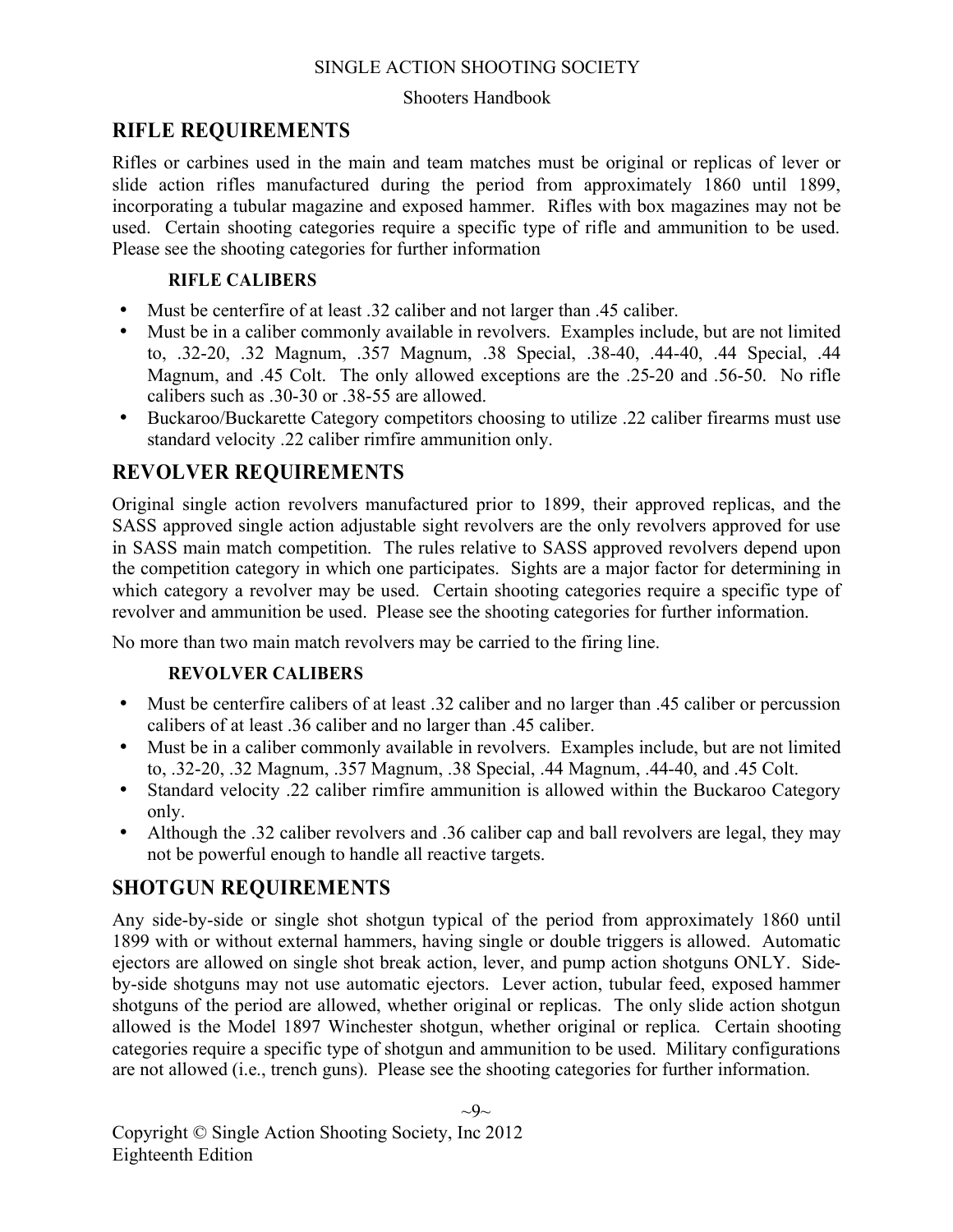## RIFLE REQUIREMENTS

Rifles or carbines used in the main and team matches must be original or replicas of lever or slide action rifles manufactured during the period from approximately 1860 until 1899, incorporating a tubular magazine and exposed hammer. Rifles with box magazines may not be used. Certain shooting categories require a specific type of rifle and ammunition to be used. Please see the shooting categories for further information

### RIFLE CALIBERS

- Must be centerfire of at least .32 caliber and not larger than .45 caliber.
- Must be in a caliber commonly available in revolvers. Examples include, but are not limited to, .32-20, .32 Magnum, .357 Magnum, .38 Special, .38-40, .44-40, .44 Special, .44 Magnum, and .45 Colt. The only allowed exceptions are the .25-20 and .56-50. No rifle calibers such as .30-30 or .38-55 are allowed.
- Buckaroo/Buckarette Category competitors choosing to utilize .22 caliber firearms must use standard velocity .22 caliber rimfire ammunition only.

## REVOLVER REQUIREMENTS

Original single action revolvers manufactured prior to 1899, their approved replicas, and the SASS approved single action adjustable sight revolvers are the only revolvers approved for use in SASS main match competition. The rules relative to SASS approved revolvers depend upon the competition category in which one participates. Sights are a major factor for determining in which category a revolver may be used. Certain shooting categories require a specific type of revolver and ammunition be used. Please see the shooting categories for further information.

No more than two main match revolvers may be carried to the firing line.

### REVOLVER CALIBERS

- Must be centerfire calibers of at least .32 caliber and no larger than .45 caliber or percussion calibers of at least .36 caliber and no larger than .45 caliber.
- Must be in a caliber commonly available in revolvers. Examples include, but are not limited to, .32-20, .32 Magnum, .357 Magnum, .38 Special, .44 Magnum, .44-40, and .45 Colt.
- Standard velocity .22 caliber rimfire ammunition is allowed within the Buckaroo Category only.
- Although the .32 caliber revolvers and .36 caliber cap and ball revolvers are legal, they may not be powerful enough to handle all reactive targets.

## SHOTGUN REQUIREMENTS

Any side-by-side or single shot shotgun typical of the period from approximately 1860 until 1899 with or without external hammers, having single or double triggers is allowed. Automatic ejectors are allowed on single shot break action, lever, and pump action shotguns ONLY. Side-by-side shotguns may not use automatic ejectors. Lever action, tubular feed, exposed hammer shotguns of the period are allowed, whether original or replicas. The only slide action shotgun allowed is the Model 1897 Winchester shotgun, whether original or replica. Certain shooting categories require a specific type of shotgun and ammunition to be used. Military configurations are not allowed (i.e., trench guns). Please see the shooting categories for further information.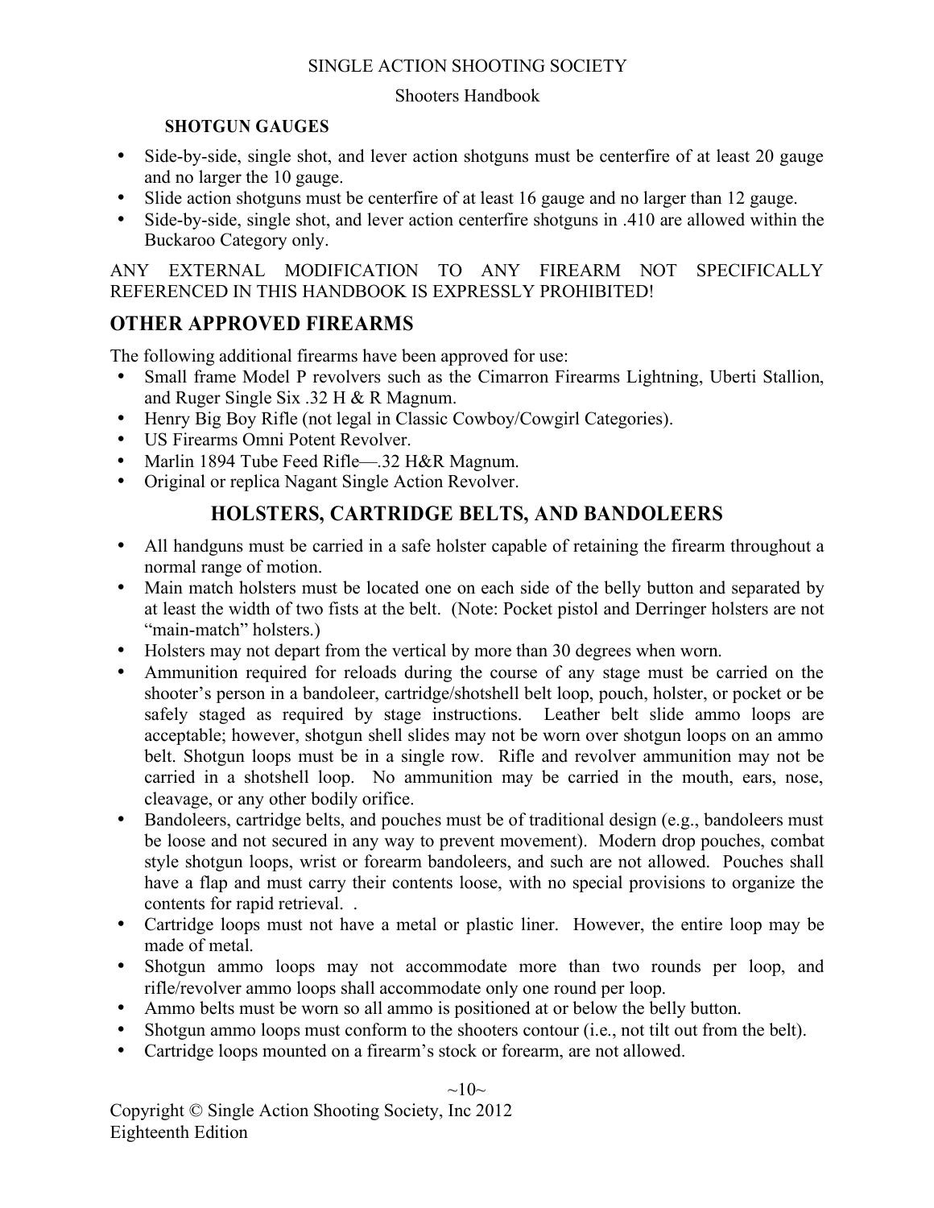### SHOTGUN GAUGES

- Side-by-side, single shot, and lever action shotguns must be centerfire of at least 20 gauge and no larger the 10 gauge.
- Slide action shotguns must be centerfire of at least 16 gauge and no larger than 12 gauge.
- Side-by-side, single shot, and lever action centerfire shotguns in .410 are allowed within the Buckaroo Category only.

ANY EXTERNAL MODIFICATION TO ANY FIREARM NOT SPECIFICALLY REFERENCED IN THIS HANDBOOK IS EXPRESSLY PROHIBITED!

## OTHER APPROVED FIREARMS

The following additional firearms have been approved for use:

- Small frame Model P revolvers such as the Cimarron Firearms Lightning, Uberti Stallion, and Ruger Single Six .32 H & R Magnum.
- Henry Big Boy Rifle (not legal in Classic Cowboy/Cowgirl Categories).
- US Firearms Omni Potent Revolver.
- Marlin 1894 Tube Feed Rifle—.32 H&R Magnum.
- Original or replica Nagant Single Action Revolver.

## HOLSTERS, CARTRIDGE BELTS, AND BANDOLEERS

- All handguns must be carried in a safe holster capable of retaining the firearm throughout a normal range of motion.
- Main match holsters must be located one on each side of the belly button and separated by at least the width of two fists at the belt. (Note: Pocket pistol and Derringer holsters are not "main-match" holsters.)
- Holsters may not depart from the vertical by more than 30 degrees when worn.
- Ammunition required for reloads during the course of any stage must be carried on the shooter's person in a bandoleer, cartridge/shotshell belt loop, pouch, holster, or pocket or be safely staged as required by stage instructions. Leather belt slide ammo loops are acceptable; however, shotgun shell slides may not be worn over shotgun loops on an ammo belt. Shotgun loops must be in a single row. Rifle and revolver ammunition may not be carried in a shotshell loop. No ammunition may be carried in the mouth, ears, nose, cleavage, or any other bodily orifice.
- Bandoleers, cartridge belts, and pouches must be of traditional design (e.g., bandoleers must be loose and not secured in any way to prevent movement). Modern drop pouches, combat style shotgun loops, wrist or forearm bandoleers, and such are not allowed. Pouches shall have a flap and must carry their contents loose, with no special provisions to organize the contents for rapid retrieval. .
- Cartridge loops must not have a metal or plastic liner. However, the entire loop may be made of metal.
- Shotgun ammo loops may not accommodate more than two rounds per loop, and rifle/revolver ammo loops shall accommodate only one round per loop.
- Ammo belts must be worn so all ammo is positioned at or below the belly button.
- Shotgun ammo loops must conform to the shooters contour (i.e., not tilt out from the belt).
- Cartridge loops mounted on a firearm's stock or forearm, are not allowed.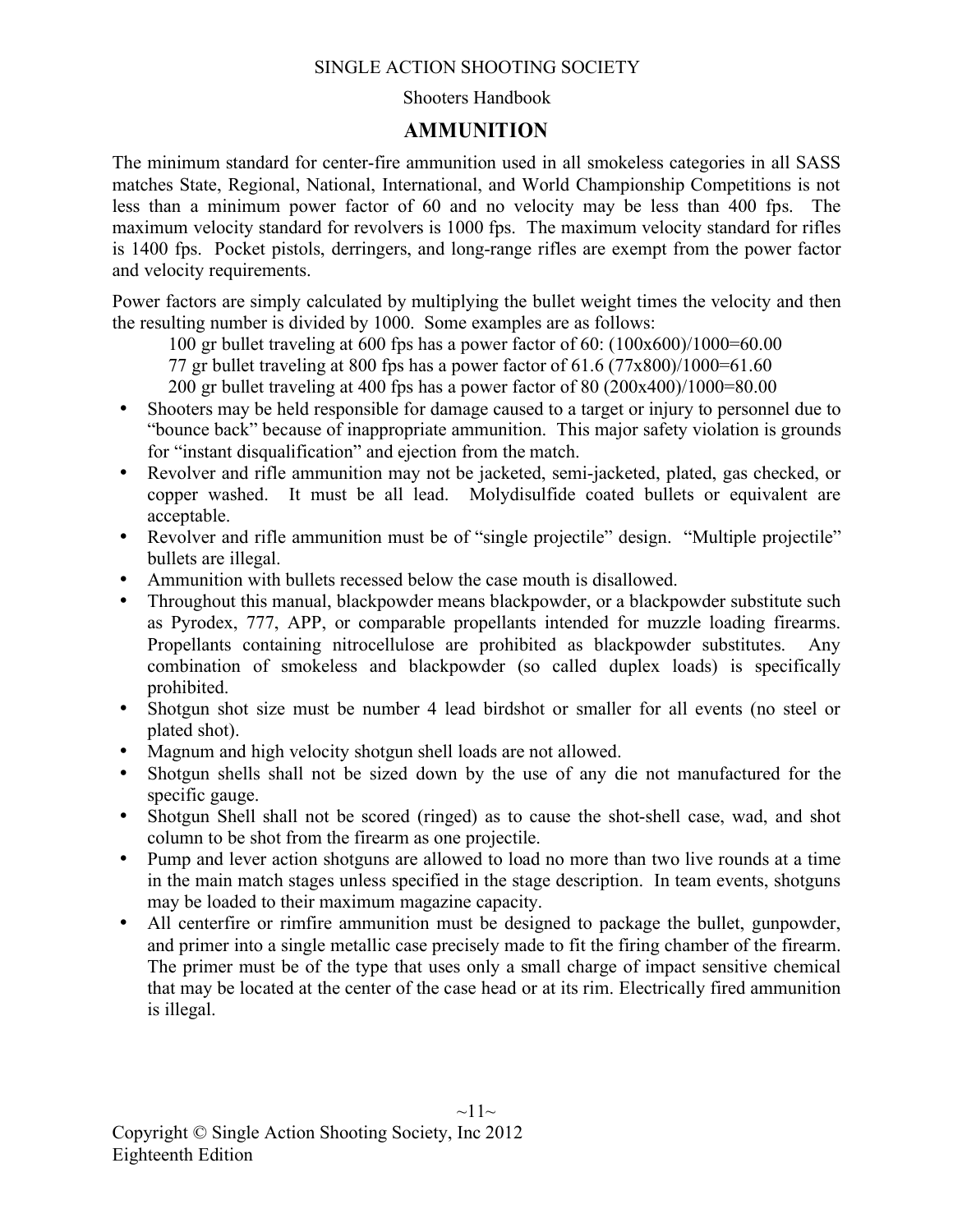## AMMUNITION

The minimum standard for center-fire ammunition used in all smokeless categories in all SASS matches State, Regional, National, International, and World Championship Competitions is not less than a minimum power factor of 60 and no velocity may be less than 400 fps. The maximum velocity standard for revolvers is 1000 fps. The maximum velocity standard for rifles is 1400 fps. Pocket pistols, derringers, and long-range rifles are exempt from the power factor and velocity requirements.

Power factors are simply calculated by multiplying the bullet weight times the velocity and then the resulting number is divided by 1000. Some examples are as follows:

100 gr bullet traveling at 600 fps has a power factor of 60: (100x600)/1000=60.00
77 gr bullet traveling at 800 fps has a power factor of 61.6 (77x800)/1000=61.60
200 gr bullet traveling at 400 fps has a power factor of 80 (200x400)/1000=80.00

- Shooters may be held responsible for damage caused to a target or injury to personnel due to "bounce back" because of inappropriate ammunition. This major safety violation is grounds for "instant disqualification" and ejection from the match.
- Revolver and rifle ammunition may not be jacketed, semi-jacketed, plated, gas checked, or copper washed. It must be all lead. Molydisulfide coated bullets or equivalent are acceptable.
- Revolver and rifle ammunition must be of "single projectile" design. "Multiple projectile" bullets are illegal.
- Ammunition with bullets recessed below the case mouth is disallowed.
- Throughout this manual, blackpowder means blackpowder, or a blackpowder substitute such as Pyrodex, 777, APP, or comparable propellants intended for muzzle loading firearms. Propellants containing nitrocellulose are prohibited as blackpowder substitutes. Any combination of smokeless and blackpowder (so called duplex loads) is specifically prohibited.
- Shotgun shot size must be number 4 lead birdshot or smaller for all events (no steel or plated shot).
- Magnum and high velocity shotgun shell loads are not allowed.
- Shotgun shells shall not be sized down by the use of any die not manufactured for the specific gauge.
- Shotgun Shell shall not be scored (ringed) as to cause the shot-shell case, wad, and shot column to be shot from the firearm as one projectile.
- Pump and lever action shotguns are allowed to load no more than two live rounds at a time in the main match stages unless specified in the stage description. In team events, shotguns may be loaded to their maximum magazine capacity.
- All centerfire or rimfire ammunition must be designed to package the bullet, gunpowder, and primer into a single metallic case precisely made to fit the firing chamber of the firearm. The primer must be of the type that uses only a small charge of impact sensitive chemical that may be located at the center of the case head or at its rim. Electrically fired ammunition is illegal.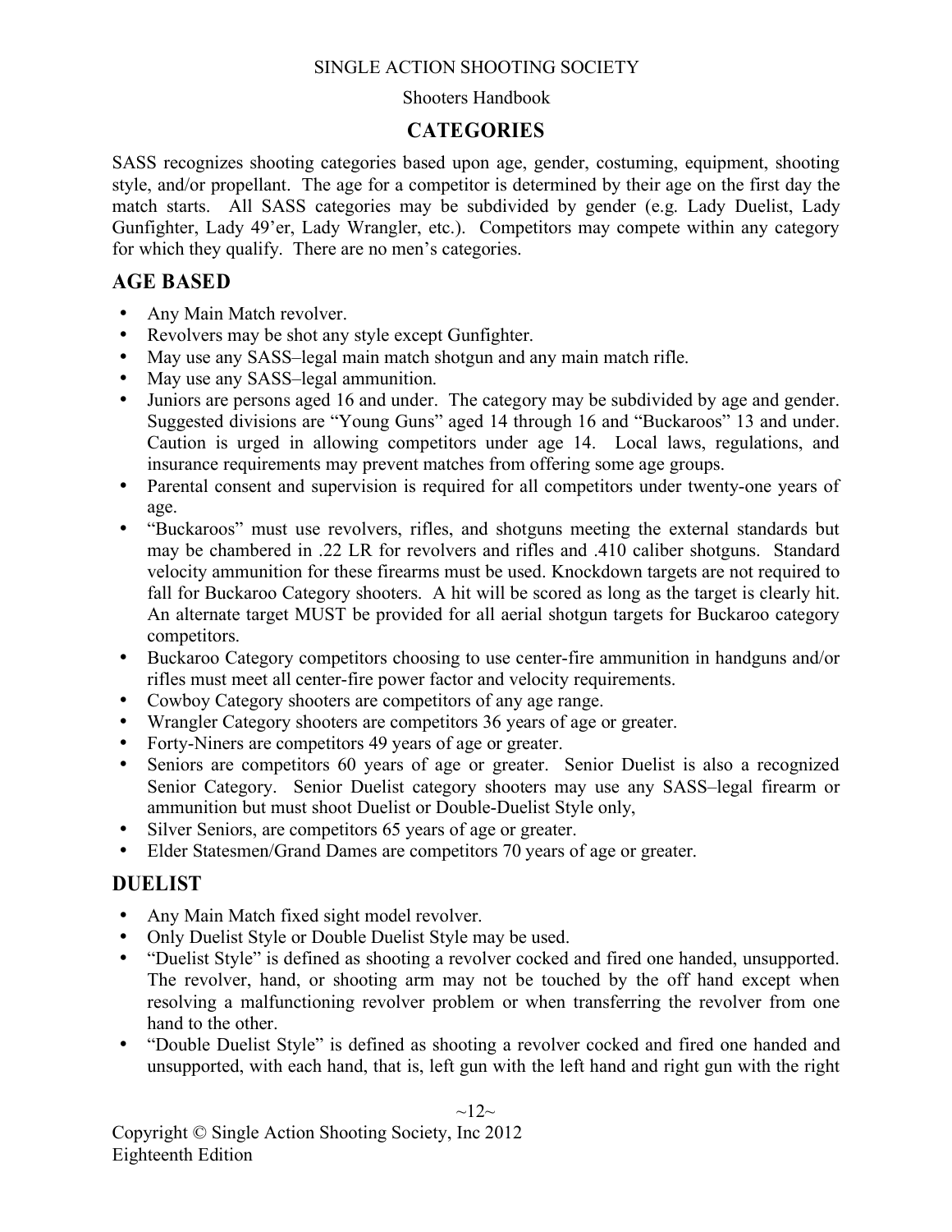# CATEGORIES

SASS recognizes shooting categories based upon age, gender, costuming, equipment, shooting style, and/or propellant. The age for a competitor is determined by their age on the first day the match starts. All SASS categories may be subdivided by gender (e.g. Lady Duelist, Lady Gunfighter, Lady 49'er, Lady Wrangler, etc.). Competitors may compete within any category for which they qualify. There are no men's categories.

## AGE BASED

- Any Main Match revolver.
- Revolvers may be shot any style except Gunfighter.
- May use any SASS–legal main match shotgun and any main match rifle.
- May use any SASS–legal ammunition.
- Juniors are persons aged 16 and under. The category may be subdivided by age and gender. Suggested divisions are "Young Guns" aged 14 through 16 and "Buckaroos" 13 and under. Caution is urged in allowing competitors under age 14. Local laws, regulations, and insurance requirements may prevent matches from offering some age groups.
- Parental consent and supervision is required for all competitors under twenty-one years of age.
- "Buckaroos" must use revolvers, rifles, and shotguns meeting the external standards but may be chambered in .22 LR for revolvers and rifles and .410 caliber shotguns. Standard velocity ammunition for these firearms must be used. Knockdown targets are not required to fall for Buckaroo Category shooters. A hit will be scored as long as the target is clearly hit. An alternate target MUST be provided for all aerial shotgun targets for Buckaroo category competitors.
- Buckaroo Category competitors choosing to use center-fire ammunition in handguns and/or rifles must meet all center-fire power factor and velocity requirements.
- Cowboy Category shooters are competitors of any age range.
- Wrangler Category shooters are competitors 36 years of age or greater.
- Forty-Niners are competitors 49 years of age or greater.
- Seniors are competitors 60 years of age or greater. Senior Duelist is also a recognized Senior Category. Senior Duelist category shooters may use any SASS–legal firearm or ammunition but must shoot Duelist or Double-Duelist Style only,
- Silver Seniors, are competitors 65 years of age or greater.
- Elder Statesmen/Grand Dames are competitors 70 years of age or greater.

## DUELIST

- Any Main Match fixed sight model revolver.
- Only Duelist Style or Double Duelist Style may be used.
- "Duelist Style" is defined as shooting a revolver cocked and fired one handed, unsupported. The revolver, hand, or shooting arm may not be touched by the off hand except when resolving a malfunctioning revolver problem or when transferring the revolver from one hand to the other.
- "Double Duelist Style" is defined as shooting a revolver cocked and fired one handed and unsupported, with each hand, that is, left gun with the left hand and right gun with the right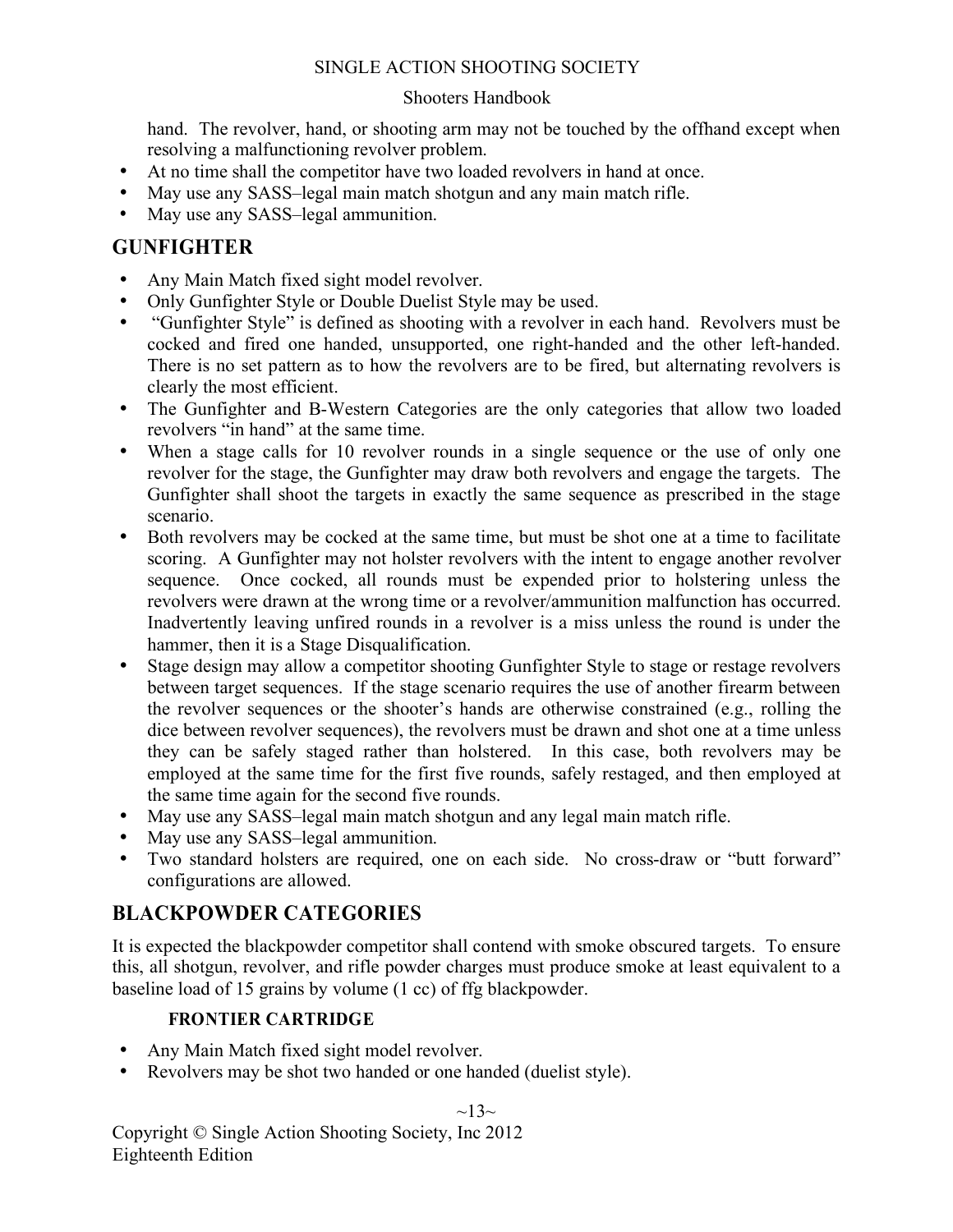hand. The revolver, hand, or shooting arm may not be touched by the offhand except when resolving a malfunctioning revolver problem.

- At no time shall the competitor have two loaded revolvers in hand at once.
- May use any SASS–legal main match shotgun and any main match rifle.
- May use any SASS–legal ammunition.

## GUNFIGHTER

- Any Main Match fixed sight model revolver.
- Only Gunfighter Style or Double Duelist Style may be used.
- "Gunfighter Style" is defined as shooting with a revolver in each hand. Revolvers must be cocked and fired one handed, unsupported, one right-handed and the other left-handed. There is no set pattern as to how the revolvers are to be fired, but alternating revolvers is clearly the most efficient.
- The Gunfighter and B-Western Categories are the only categories that allow two loaded revolvers "in hand" at the same time.
- When a stage calls for 10 revolver rounds in a single sequence or the use of only one revolver for the stage, the Gunfighter may draw both revolvers and engage the targets. The Gunfighter shall shoot the targets in exactly the same sequence as prescribed in the stage scenario.
- Both revolvers may be cocked at the same time, but must be shot one at a time to facilitate scoring. A Gunfighter may not holster revolvers with the intent to engage another revolver sequence. Once cocked, all rounds must be expended prior to holstering unless the revolvers were drawn at the wrong time or a revolver/ammunition malfunction has occurred. Inadvertently leaving unfired rounds in a revolver is a miss unless the round is under the hammer, then it is a Stage Disqualification.
- Stage design may allow a competitor shooting Gunfighter Style to stage or restage revolvers between target sequences. If the stage scenario requires the use of another firearm between the revolver sequences or the shooter's hands are otherwise constrained (e.g., rolling the dice between revolver sequences), the revolvers must be drawn and shot one at a time unless they can be safely staged rather than holstered. In this case, both revolvers may be employed at the same time for the first five rounds, safely restaged, and then employed at the same time again for the second five rounds.
- May use any SASS–legal main match shotgun and any legal main match rifle.
- May use any SASS–legal ammunition.
- Two standard holsters are required, one on each side. No cross-draw or "butt forward" configurations are allowed.

## BLACKPOWDER CATEGORIES

It is expected the blackpowder competitor shall contend with smoke obscured targets. To ensure this, all shotgun, revolver, and rifle powder charges must produce smoke at least equivalent to a baseline load of 15 grains by volume (1 cc) of ffg blackpowder.

### FRONTIER CARTRIDGE

- Any Main Match fixed sight model revolver.
- Revolvers may be shot two handed or one handed (duelist style).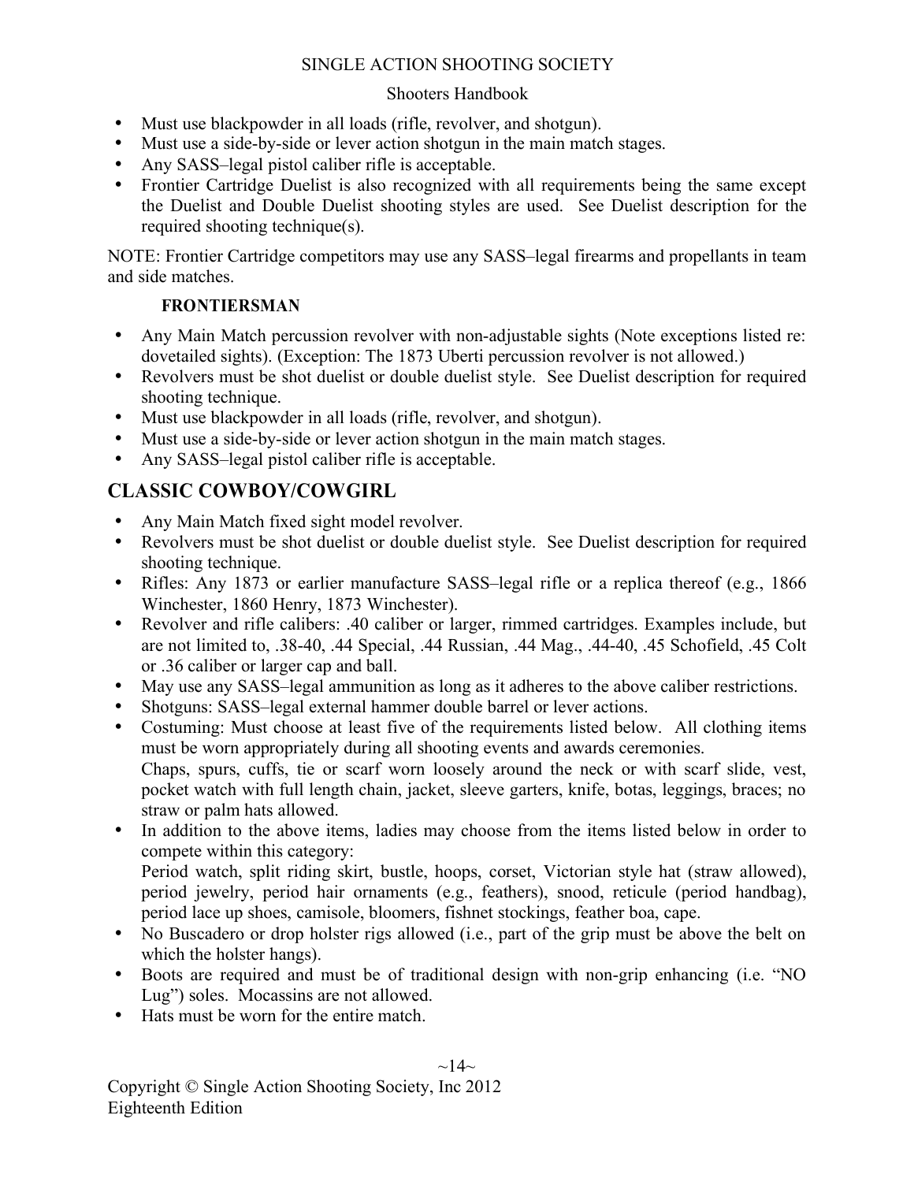- Must use blackpowder in all loads (rifle, revolver, and shotgun).
- Must use a side-by-side or lever action shotgun in the main match stages.
- Any SASS–legal pistol caliber rifle is acceptable.
- Frontier Cartridge Duelist is also recognized with all requirements being the same except the Duelist and Double Duelist shooting styles are used. See Duelist description for the required shooting technique(s).

NOTE: Frontier Cartridge competitors may use any SASS–legal firearms and propellants in team and side matches.

### FRONTIERSMAN

- Any Main Match percussion revolver with non-adjustable sights (Note exceptions listed re: dovetailed sights). (Exception: The 1873 Uberti percussion revolver is not allowed.)
- Revolvers must be shot duelist or double duelist style. See Duelist description for required shooting technique.
- Must use blackpowder in all loads (rifle, revolver, and shotgun).
- Must use a side-by-side or lever action shotgun in the main match stages.
- Any SASS–legal pistol caliber rifle is acceptable.

## CLASSIC COWBOY/COWGIRL

- Any Main Match fixed sight model revolver.
- Revolvers must be shot duelist or double duelist style. See Duelist description for required shooting technique.
- Rifles: Any 1873 or earlier manufacture SASS–legal rifle or a replica thereof (e.g., 1866 Winchester, 1860 Henry, 1873 Winchester).
- Revolver and rifle calibers: .40 caliber or larger, rimmed cartridges. Examples include, but are not limited to, .38-40, .44 Special, .44 Russian, .44 Mag., .44-40, .45 Schofield, .45 Colt or .36 caliber or larger cap and ball.
- May use any SASS–legal ammunition as long as it adheres to the above caliber restrictions.
- Shotguns: SASS–legal external hammer double barrel or lever actions.
- Costuming: Must choose at least five of the requirements listed below. All clothing items must be worn appropriately during all shooting events and awards ceremonies.
  Chaps, spurs, cuffs, tie or scarf worn loosely around the neck or with scarf slide, vest, pocket watch with full length chain, jacket, sleeve garters, knife, botas, leggings, braces; no straw or palm hats allowed.
- In addition to the above items, ladies may choose from the items listed below in order to compete within this category:
  Period watch, split riding skirt, bustle, hoops, corset, Victorian style hat (straw allowed), period jewelry, period hair ornaments (e.g., feathers), snood, reticule (period handbag), period lace up shoes, camisole, bloomers, fishnet stockings, feather boa, cape.
- No Buscadero or drop holster rigs allowed (i.e., part of the grip must be above the belt on which the holster hangs).
- Boots are required and must be of traditional design with non-grip enhancing (i.e. "NO Lug") soles. Mocassins are not allowed.
- Hats must be worn for the entire match.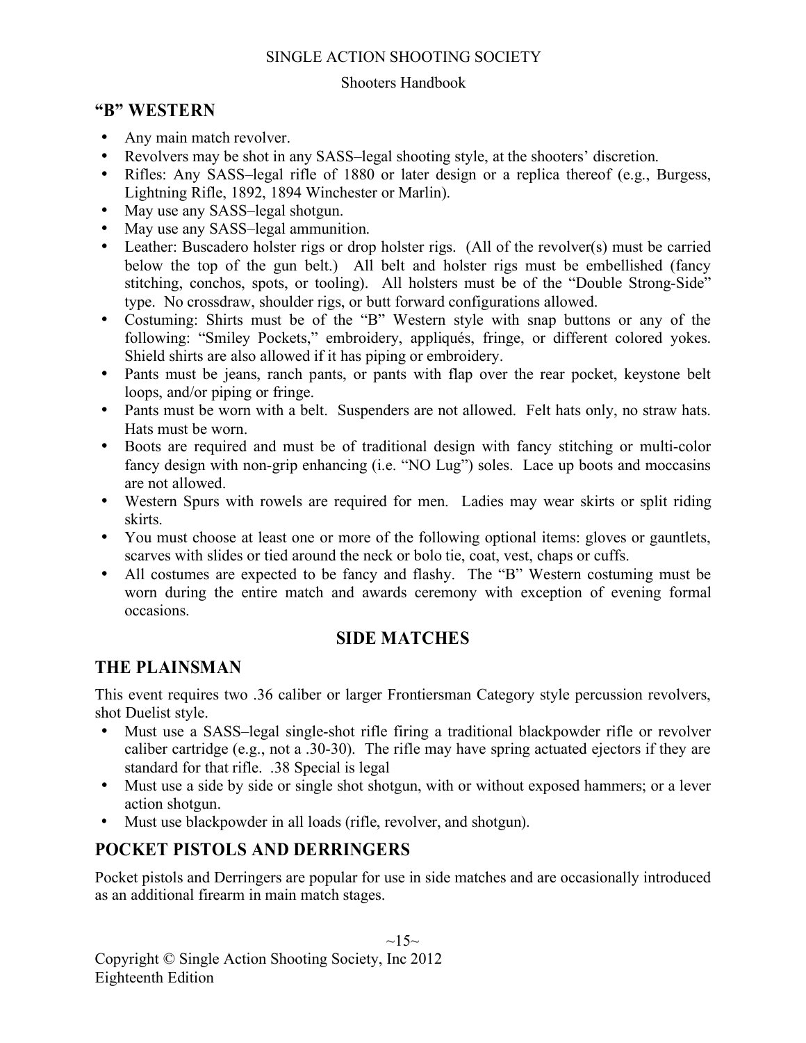## "B" WESTERN

- Any main match revolver.
- Revolvers may be shot in any SASS–legal shooting style, at the shooters' discretion.
- Rifles: Any SASS–legal rifle of 1880 or later design or a replica thereof (e.g., Burgess, Lightning Rifle, 1892, 1894 Winchester or Marlin).
- May use any SASS–legal shotgun.
- May use any SASS–legal ammunition.
- Leather: Buscadero holster rigs or drop holster rigs. (All of the revolver(s) must be carried below the top of the gun belt.) All belt and holster rigs must be embellished (fancy stitching, conchos, spots, or tooling). All holsters must be of the "Double Strong-Side" type. No crossdraw, shoulder rigs, or butt forward configurations allowed.
- Costuming: Shirts must be of the "B" Western style with snap buttons or any of the following: "Smiley Pockets," embroidery, appliqués, fringe, or different colored yokes. Shield shirts are also allowed if it has piping or embroidery.
- Pants must be jeans, ranch pants, or pants with flap over the rear pocket, keystone belt loops, and/or piping or fringe.
- Pants must be worn with a belt. Suspenders are not allowed. Felt hats only, no straw hats. Hats must be worn.
- Boots are required and must be of traditional design with fancy stitching or multi-color fancy design with non-grip enhancing (i.e. "NO Lug") soles. Lace up boots and moccasins are not allowed.
- Western Spurs with rowels are required for men. Ladies may wear skirts or split riding skirts.
- You must choose at least one or more of the following optional items: gloves or gauntlets, scarves with slides or tied around the neck or bolo tie, coat, vest, chaps or cuffs.
- All costumes are expected to be fancy and flashy. The "B" Western costuming must be worn during the entire match and awards ceremony with exception of evening formal occasions.

# SIDE MATCHES

## THE PLAINSMAN

This event requires two .36 caliber or larger Frontiersman Category style percussion revolvers, shot Duelist style.

- Must use a SASS–legal single-shot rifle firing a traditional blackpowder rifle or revolver caliber cartridge (e.g., not a .30-30). The rifle may have spring actuated ejectors if they are standard for that rifle. .38 Special is legal
- Must use a side by side or single shot shotgun, with or without exposed hammers; or a lever action shotgun.
- Must use blackpowder in all loads (rifle, revolver, and shotgun).

## POCKET PISTOLS AND DERRINGERS

Pocket pistols and Derringers are popular for use in side matches and are occasionally introduced as an additional firearm in main match stages.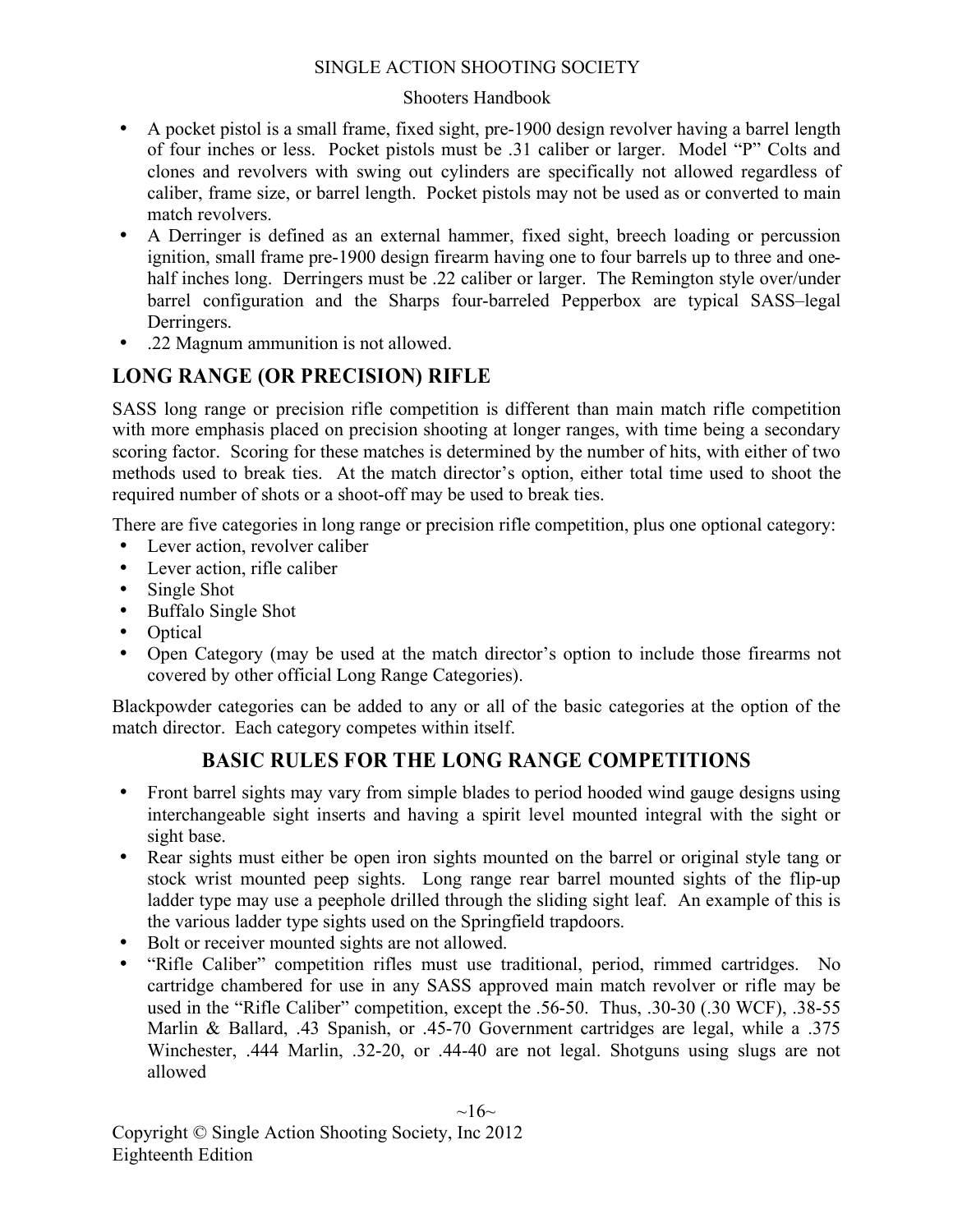- A pocket pistol is a small frame, fixed sight, pre-1900 design revolver having a barrel length of four inches or less. Pocket pistols must be .31 caliber or larger. Model "P" Colts and clones and revolvers with swing out cylinders are specifically not allowed regardless of caliber, frame size, or barrel length. Pocket pistols may not be used as or converted to main match revolvers.
- A Derringer is defined as an external hammer, fixed sight, breech loading or percussion ignition, small frame pre-1900 design firearm having one to four barrels up to three and one-half inches long. Derringers must be .22 caliber or larger. The Remington style over/under barrel configuration and the Sharps four-barreled Pepperbox are typical SASS–legal Derringers.
- .22 Magnum ammunition is not allowed.

## LONG RANGE (OR PRECISION) RIFLE

SASS long range or precision rifle competition is different than main match rifle competition with more emphasis placed on precision shooting at longer ranges, with time being a secondary scoring factor. Scoring for these matches is determined by the number of hits, with either of two methods used to break ties. At the match director's option, either total time used to shoot the required number of shots or a shoot-off may be used to break ties.

There are five categories in long range or precision rifle competition, plus one optional category:

- Lever action, revolver caliber
- Lever action, rifle caliber
- Single Shot
- Buffalo Single Shot
- Optical
- Open Category (may be used at the match director's option to include those firearms not covered by other official Long Range Categories).

Blackpowder categories can be added to any or all of the basic categories at the option of the match director. Each category competes within itself.

### BASIC RULES FOR THE LONG RANGE COMPETITIONS

- Front barrel sights may vary from simple blades to period hooded wind gauge designs using interchangeable sight inserts and having a spirit level mounted integral with the sight or sight base.
- Rear sights must either be open iron sights mounted on the barrel or original style tang or stock wrist mounted peep sights. Long range rear barrel mounted sights of the flip-up ladder type may use a peephole drilled through the sliding sight leaf. An example of this is the various ladder type sights used on the Springfield trapdoors.
- Bolt or receiver mounted sights are not allowed.
- "Rifle Caliber" competition rifles must use traditional, period, rimmed cartridges. No cartridge chambered for use in any SASS approved main match revolver or rifle may be used in the "Rifle Caliber" competition, except the .56-50. Thus, .30-30 (.30 WCF), .38-55 Marlin & Ballard, .43 Spanish, or .45-70 Government cartridges are legal, while a .375 Winchester, .444 Marlin, .32-20, or .44-40 are not legal. Shotguns using slugs are not allowed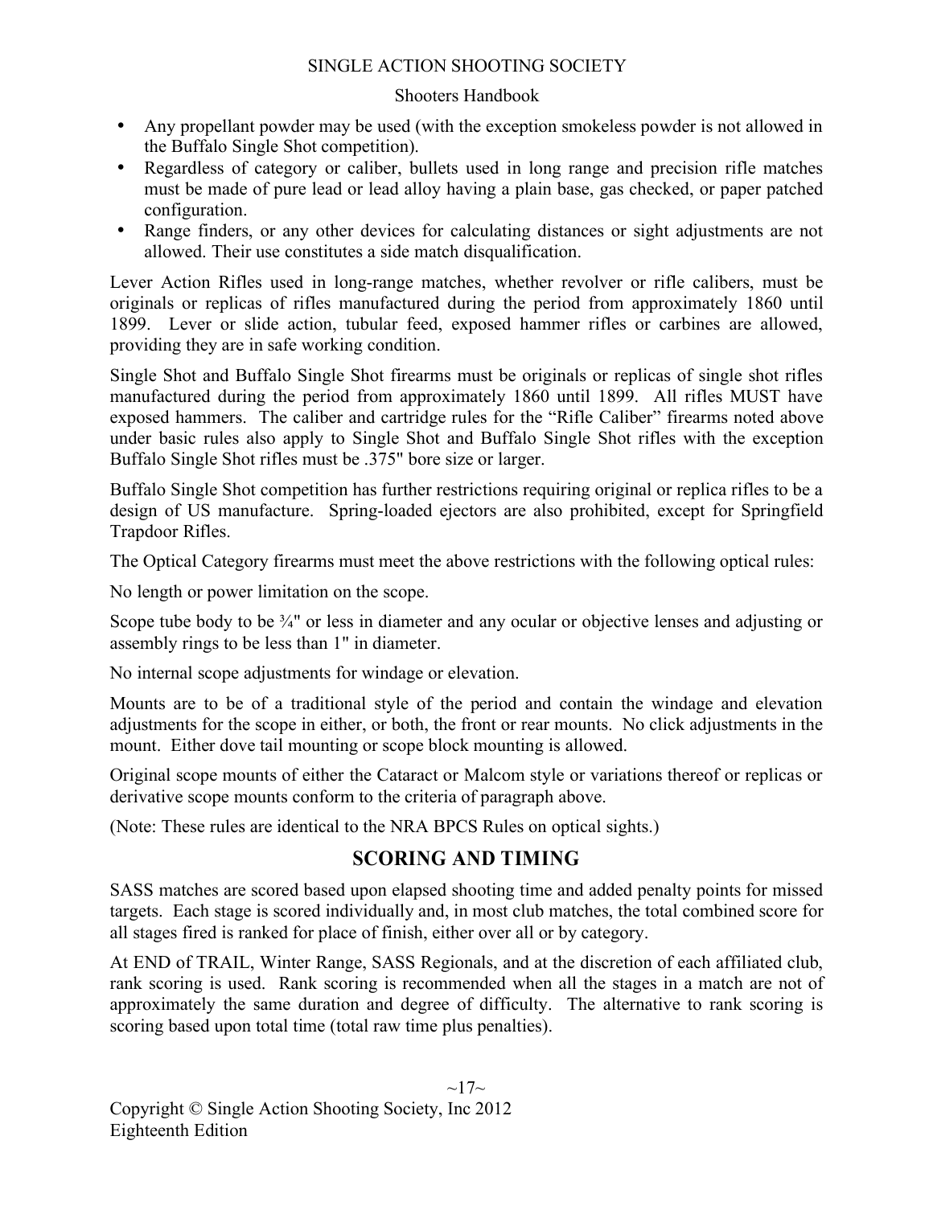- Any propellant powder may be used (with the exception smokeless powder is not allowed in the Buffalo Single Shot competition).
- Regardless of category or caliber, bullets used in long range and precision rifle matches must be made of pure lead or lead alloy having a plain base, gas checked, or paper patched configuration.
- Range finders, or any other devices for calculating distances or sight adjustments are not allowed. Their use constitutes a side match disqualification.

Lever Action Rifles used in long-range matches, whether revolver or rifle calibers, must be originals or replicas of rifles manufactured during the period from approximately 1860 until 1899. Lever or slide action, tubular feed, exposed hammer rifles or carbines are allowed, providing they are in safe working condition.

Single Shot and Buffalo Single Shot firearms must be originals or replicas of single shot rifles manufactured during the period from approximately 1860 until 1899. All rifles MUST have exposed hammers. The caliber and cartridge rules for the "Rifle Caliber" firearms noted above under basic rules also apply to Single Shot and Buffalo Single Shot rifles with the exception Buffalo Single Shot rifles must be .375" bore size or larger.

Buffalo Single Shot competition has further restrictions requiring original or replica rifles to be a design of US manufacture. Spring-loaded ejectors are also prohibited, except for Springfield Trapdoor Rifles.

The Optical Category firearms must meet the above restrictions with the following optical rules:

No length or power limitation on the scope.

Scope tube body to be ¾" or less in diameter and any ocular or objective lenses and adjusting or assembly rings to be less than 1" in diameter.

No internal scope adjustments for windage or elevation.

Mounts are to be of a traditional style of the period and contain the windage and elevation adjustments for the scope in either, or both, the front or rear mounts. No click adjustments in the mount. Either dove tail mounting or scope block mounting is allowed.

Original scope mounts of either the Cataract or Malcom style or variations thereof or replicas or derivative scope mounts conform to the criteria of paragraph above.

(Note: These rules are identical to the NRA BPCS Rules on optical sights.)

## SCORING AND TIMING

SASS matches are scored based upon elapsed shooting time and added penalty points for missed targets. Each stage is scored individually and, in most club matches, the total combined score for all stages fired is ranked for place of finish, either over all or by category.

At END of TRAIL, Winter Range, SASS Regionals, and at the discretion of each affiliated club, rank scoring is used. Rank scoring is recommended when all the stages in a match are not of approximately the same duration and degree of difficulty. The alternative to rank scoring is scoring based upon total time (total raw time plus penalties).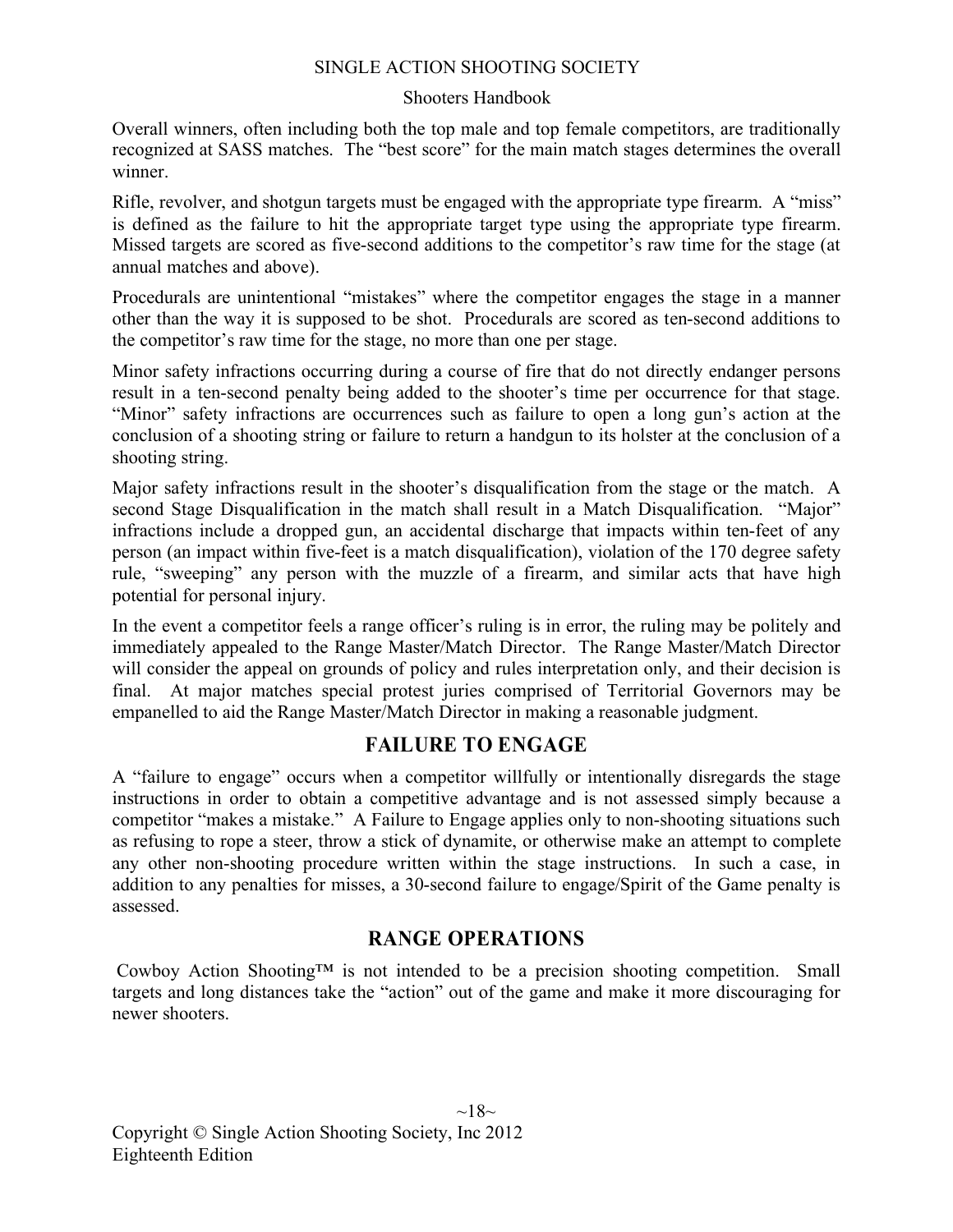Overall winners, often including both the top male and top female competitors, are traditionally recognized at SASS matches. The "best score" for the main match stages determines the overall winner.

Rifle, revolver, and shotgun targets must be engaged with the appropriate type firearm. A "miss" is defined as the failure to hit the appropriate target type using the appropriate type firearm. Missed targets are scored as five-second additions to the competitor's raw time for the stage (at annual matches and above).

Procedurals are unintentional "mistakes" where the competitor engages the stage in a manner other than the way it is supposed to be shot. Procedurals are scored as ten-second additions to the competitor's raw time for the stage, no more than one per stage.

Minor safety infractions occurring during a course of fire that do not directly endanger persons result in a ten-second penalty being added to the shooter's time per occurrence for that stage. "Minor" safety infractions are occurrences such as failure to open a long gun's action at the conclusion of a shooting string or failure to return a handgun to its holster at the conclusion of a shooting string.

Major safety infractions result in the shooter's disqualification from the stage or the match. A second Stage Disqualification in the match shall result in a Match Disqualification. "Major" infractions include a dropped gun, an accidental discharge that impacts within ten-feet of any person (an impact within five-feet is a match disqualification), violation of the 170 degree safety rule, "sweeping" any person with the muzzle of a firearm, and similar acts that have high potential for personal injury.

In the event a competitor feels a range officer's ruling is in error, the ruling may be politely and immediately appealed to the Range Master/Match Director. The Range Master/Match Director will consider the appeal on grounds of policy and rules interpretation only, and their decision is final. At major matches special protest juries comprised of Territorial Governors may be empanelled to aid the Range Master/Match Director in making a reasonable judgment.

## FAILURE TO ENGAGE

A "failure to engage" occurs when a competitor willfully or intentionally disregards the stage instructions in order to obtain a competitive advantage and is not assessed simply because a competitor "makes a mistake." A Failure to Engage applies only to non-shooting situations such as refusing to rope a steer, throw a stick of dynamite, or otherwise make an attempt to complete any other non-shooting procedure written within the stage instructions. In such a case, in addition to any penalties for misses, a 30-second failure to engage/Spirit of the Game penalty is assessed.

## RANGE OPERATIONS

Cowboy Action Shooting™ is not intended to be a precision shooting competition. Small targets and long distances take the "action" out of the game and make it more discouraging for newer shooters.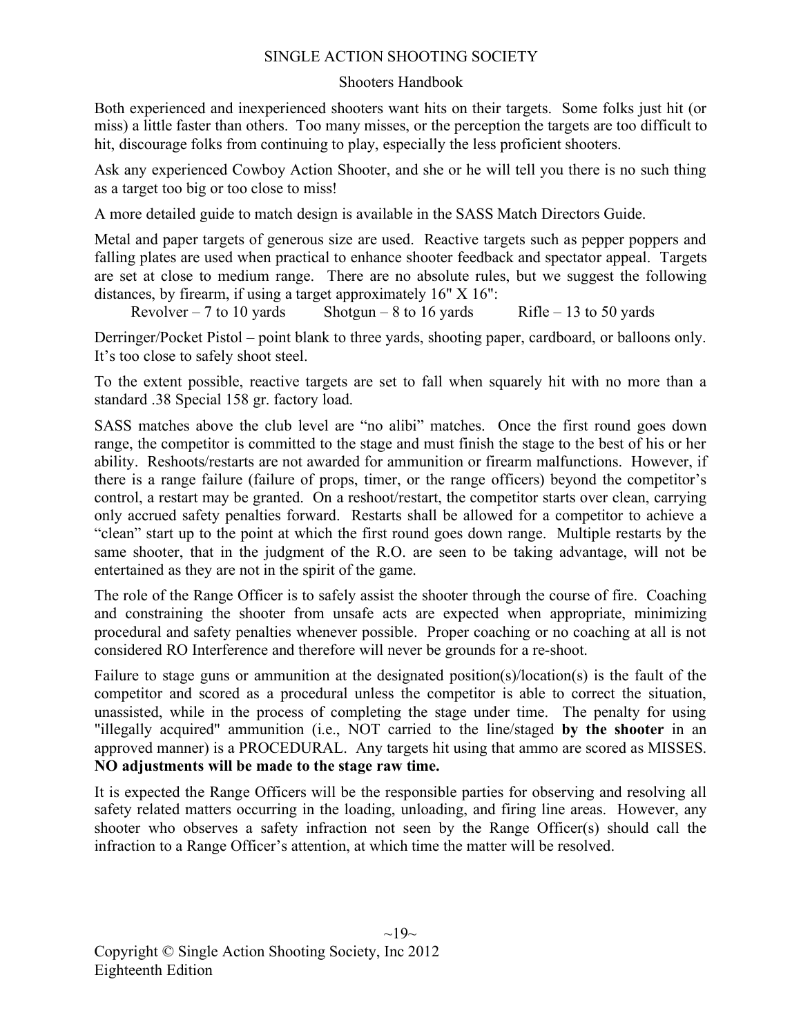Both experienced and inexperienced shooters want hits on their targets. Some folks just hit (or miss) a little faster than others. Too many misses, or the perception the targets are too difficult to hit, discourage folks from continuing to play, especially the less proficient shooters.

Ask any experienced Cowboy Action Shooter, and she or he will tell you there is no such thing as a target too big or too close to miss!

A more detailed guide to match design is available in the SASS Match Directors Guide.

Metal and paper targets of generous size are used. Reactive targets such as pepper poppers and falling plates are used when practical to enhance shooter feedback and spectator appeal. Targets are set at close to medium range. There are no absolute rules, but we suggest the following distances, by firearm, if using a target approximately 16" X 16":

Revolver – 7 to 10 yards Shotgun – 8 to 16 yards Rifle – 13 to 50 yards

Derringer/Pocket Pistol – point blank to three yards, shooting paper, cardboard, or balloons only. It's too close to safely shoot steel.

To the extent possible, reactive targets are set to fall when squarely hit with no more than a standard .38 Special 158 gr. factory load.

SASS matches above the club level are "no alibi" matches. Once the first round goes down range, the competitor is committed to the stage and must finish the stage to the best of his or her ability. Reshoots/restarts are not awarded for ammunition or firearm malfunctions. However, if there is a range failure (failure of props, timer, or the range officers) beyond the competitor's control, a restart may be granted. On a reshoot/restart, the competitor starts over clean, carrying only accrued safety penalties forward. Restarts shall be allowed for a competitor to achieve a "clean" start up to the point at which the first round goes down range. Multiple restarts by the same shooter, that in the judgment of the R.O. are seen to be taking advantage, will not be entertained as they are not in the spirit of the game.

The role of the Range Officer is to safely assist the shooter through the course of fire. Coaching and constraining the shooter from unsafe acts are expected when appropriate, minimizing procedural and safety penalties whenever possible. Proper coaching or no coaching at all is not considered RO Interference and therefore will never be grounds for a re-shoot.

Failure to stage guns or ammunition at the designated position(s)/location(s) is the fault of the competitor and scored as a procedural unless the competitor is able to correct the situation, unassisted, while in the process of completing the stage under time. The penalty for using "illegally acquired" ammunition (i.e., NOT carried to the line/staged **by the shooter** in an approved manner) is a PROCEDURAL. Any targets hit using that ammo are scored as MISSES. **NO adjustments will be made to the stage raw time.**

It is expected the Range Officers will be the responsible parties for observing and resolving all safety related matters occurring in the loading, unloading, and firing line areas. However, any shooter who observes a safety infraction not seen by the Range Officer(s) should call the infraction to a Range Officer's attention, at which time the matter will be resolved.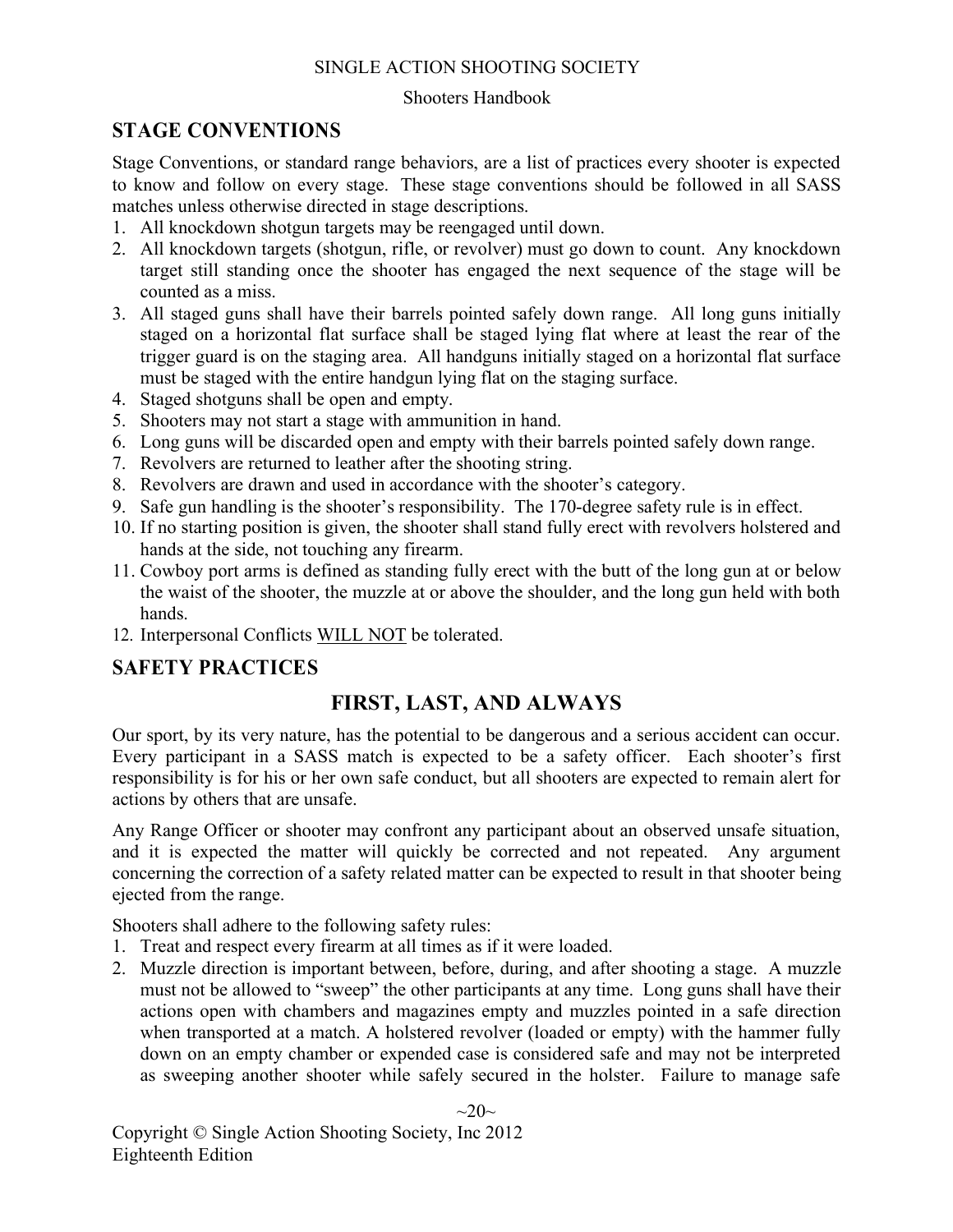## STAGE CONVENTIONS

Stage Conventions, or standard range behaviors, are a list of practices every shooter is expected to know and follow on every stage. These stage conventions should be followed in all SASS matches unless otherwise directed in stage descriptions.

1. All knockdown shotgun targets may be reengaged until down.
2. All knockdown targets (shotgun, rifle, or revolver) must go down to count. Any knockdown target still standing once the shooter has engaged the next sequence of the stage will be counted as a miss.
3. All staged guns shall have their barrels pointed safely down range. All long guns initially staged on a horizontal flat surface shall be staged lying flat where at least the rear of the trigger guard is on the staging area. All handguns initially staged on a horizontal flat surface must be staged with the entire handgun lying flat on the staging surface.
4. Staged shotguns shall be open and empty.
5. Shooters may not start a stage with ammunition in hand.
6. Long guns will be discarded open and empty with their barrels pointed safely down range.
7. Revolvers are returned to leather after the shooting string.
8. Revolvers are drawn and used in accordance with the shooter's category.
9. Safe gun handling is the shooter's responsibility. The 170-degree safety rule is in effect.
10. If no starting position is given, the shooter shall stand fully erect with revolvers holstered and hands at the side, not touching any firearm.
11. Cowboy port arms is defined as standing fully erect with the butt of the long gun at or below the waist of the shooter, the muzzle at or above the shoulder, and the long gun held with both hands.
12. Interpersonal Conflicts <u>WILL NOT</u> be tolerated.

## SAFETY PRACTICES

### FIRST, LAST, AND ALWAYS

Our sport, by its very nature, has the potential to be dangerous and a serious accident can occur. Every participant in a SASS match is expected to be a safety officer. Each shooter's first responsibility is for his or her own safe conduct, but all shooters are expected to remain alert for actions by others that are unsafe.

Any Range Officer or shooter may confront any participant about an observed unsafe situation, and it is expected the matter will quickly be corrected and not repeated. Any argument concerning the correction of a safety related matter can be expected to result in that shooter being ejected from the range.

Shooters shall adhere to the following safety rules:

1. Treat and respect every firearm at all times as if it were loaded.
2. Muzzle direction is important between, before, during, and after shooting a stage. A muzzle must not be allowed to "sweep" the other participants at any time. Long guns shall have their actions open with chambers and magazines empty and muzzles pointed in a safe direction when transported at a match. A holstered revolver (loaded or empty) with the hammer fully down on an empty chamber or expended case is considered safe and may not be interpreted as sweeping another shooter while safely secured in the holster. Failure to manage safe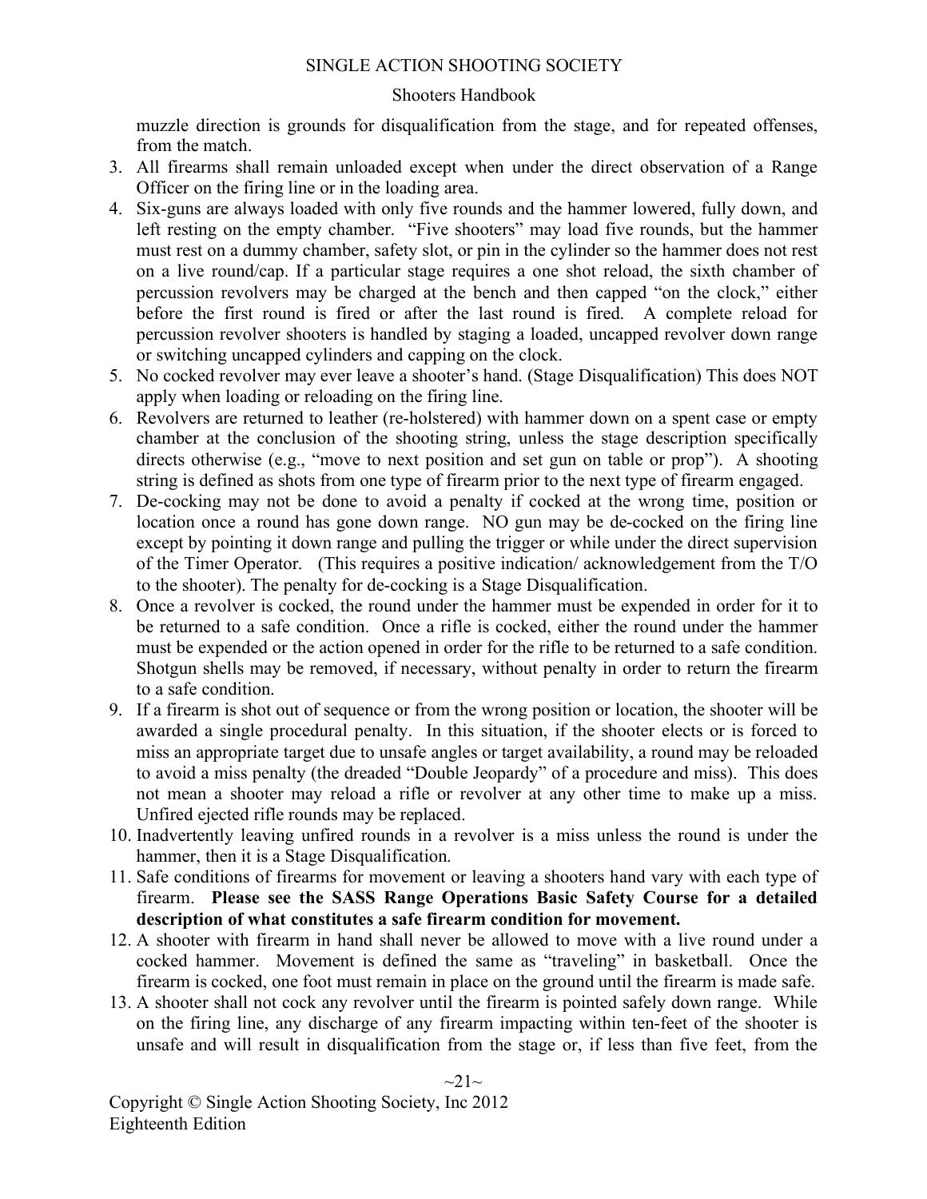muzzle direction is grounds for disqualification from the stage, and for repeated offenses, from the match.

3. All firearms shall remain unloaded except when under the direct observation of a Range Officer on the firing line or in the loading area.
4. Six-guns are always loaded with only five rounds and the hammer lowered, fully down, and left resting on the empty chamber. "Five shooters" may load five rounds, but the hammer must rest on a dummy chamber, safety slot, or pin in the cylinder so the hammer does not rest on a live round/cap. If a particular stage requires a one shot reload, the sixth chamber of percussion revolvers may be charged at the bench and then capped "on the clock," either before the first round is fired or after the last round is fired. A complete reload for percussion revolver shooters is handled by staging a loaded, uncapped revolver down range or switching uncapped cylinders and capping on the clock.
5. No cocked revolver may ever leave a shooter's hand. (Stage Disqualification) This does NOT apply when loading or reloading on the firing line.
6. Revolvers are returned to leather (re-holstered) with hammer down on a spent case or empty chamber at the conclusion of the shooting string, unless the stage description specifically directs otherwise (e.g., "move to next position and set gun on table or prop"). A shooting string is defined as shots from one type of firearm prior to the next type of firearm engaged.
7. De-cocking may not be done to avoid a penalty if cocked at the wrong time, position or location once a round has gone down range. NO gun may be de-cocked on the firing line except by pointing it down range and pulling the trigger or while under the direct supervision of the Timer Operator. (This requires a positive indication/ acknowledgement from the T/O to the shooter). The penalty for de-cocking is a Stage Disqualification.
8. Once a revolver is cocked, the round under the hammer must be expended in order for it to be returned to a safe condition. Once a rifle is cocked, either the round under the hammer must be expended or the action opened in order for the rifle to be returned to a safe condition. Shotgun shells may be removed, if necessary, without penalty in order to return the firearm to a safe condition.
9. If a firearm is shot out of sequence or from the wrong position or location, the shooter will be awarded a single procedural penalty. In this situation, if the shooter elects or is forced to miss an appropriate target due to unsafe angles or target availability, a round may be reloaded to avoid a miss penalty (the dreaded "Double Jeopardy" of a procedure and miss). This does not mean a shooter may reload a rifle or revolver at any other time to make up a miss. Unfired ejected rifle rounds may be replaced.
10. Inadvertently leaving unfired rounds in a revolver is a miss unless the round is under the hammer, then it is a Stage Disqualification.
11. Safe conditions of firearms for movement or leaving a shooters hand vary with each type of firearm. **Please see the SASS Range Operations Basic Safety Course for a detailed description of what constitutes a safe firearm condition for movement.**
12. A shooter with firearm in hand shall never be allowed to move with a live round under a cocked hammer. Movement is defined the same as "traveling" in basketball. Once the firearm is cocked, one foot must remain in place on the ground until the firearm is made safe.
13. A shooter shall not cock any revolver until the firearm is pointed safely down range. While on the firing line, any discharge of any firearm impacting within ten-feet of the shooter is unsafe and will result in disqualification from the stage or, if less than five feet, from the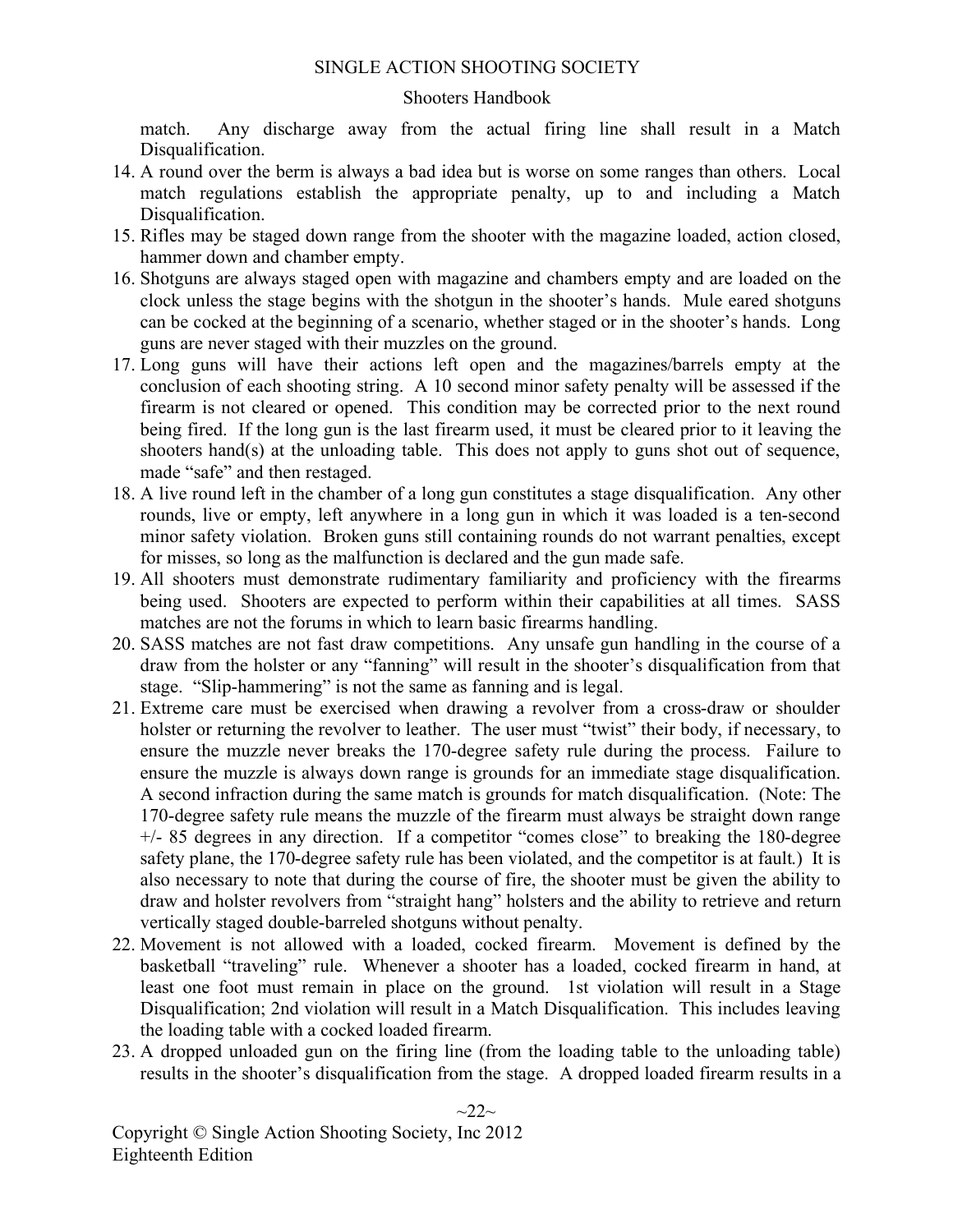match. Any discharge away from the actual firing line shall result in a Match Disqualification.

14. A round over the berm is always a bad idea but is worse on some ranges than others. Local match regulations establish the appropriate penalty, up to and including a Match Disqualification.
15. Rifles may be staged down range from the shooter with the magazine loaded, action closed, hammer down and chamber empty.
16. Shotguns are always staged open with magazine and chambers empty and are loaded on the clock unless the stage begins with the shotgun in the shooter's hands. Mule eared shotguns can be cocked at the beginning of a scenario, whether staged or in the shooter's hands. Long guns are never staged with their muzzles on the ground.
17. Long guns will have their actions left open and the magazines/barrels empty at the conclusion of each shooting string. A 10 second minor safety penalty will be assessed if the firearm is not cleared or opened. This condition may be corrected prior to the next round being fired. If the long gun is the last firearm used, it must be cleared prior to it leaving the shooters hand(s) at the unloading table. This does not apply to guns shot out of sequence, made "safe" and then restaged.
18. A live round left in the chamber of a long gun constitutes a stage disqualification. Any other rounds, live or empty, left anywhere in a long gun in which it was loaded is a ten-second minor safety violation. Broken guns still containing rounds do not warrant penalties, except for misses, so long as the malfunction is declared and the gun made safe.
19. All shooters must demonstrate rudimentary familiarity and proficiency with the firearms being used. Shooters are expected to perform within their capabilities at all times. SASS matches are not the forums in which to learn basic firearms handling.
20. SASS matches are not fast draw competitions. Any unsafe gun handling in the course of a draw from the holster or any "fanning" will result in the shooter's disqualification from that stage. "Slip-hammering" is not the same as fanning and is legal.
21. Extreme care must be exercised when drawing a revolver from a cross-draw or shoulder holster or returning the revolver to leather. The user must "twist" their body, if necessary, to ensure the muzzle never breaks the 170-degree safety rule during the process. Failure to ensure the muzzle is always down range is grounds for an immediate stage disqualification. A second infraction during the same match is grounds for match disqualification. (Note: The 170-degree safety rule means the muzzle of the firearm must always be straight down range +/- 85 degrees in any direction. If a competitor "comes close" to breaking the 180-degree safety plane, the 170-degree safety rule has been violated, and the competitor is at fault.) It is also necessary to note that during the course of fire, the shooter must be given the ability to draw and holster revolvers from "straight hang" holsters and the ability to retrieve and return vertically staged double-barreled shotguns without penalty.
22. Movement is not allowed with a loaded, cocked firearm. Movement is defined by the basketball "traveling" rule. Whenever a shooter has a loaded, cocked firearm in hand, at least one foot must remain in place on the ground. 1st violation will result in a Stage Disqualification; 2nd violation will result in a Match Disqualification. This includes leaving the loading table with a cocked loaded firearm.
23. A dropped unloaded gun on the firing line (from the loading table to the unloading table) results in the shooter's disqualification from the stage. A dropped loaded firearm results in a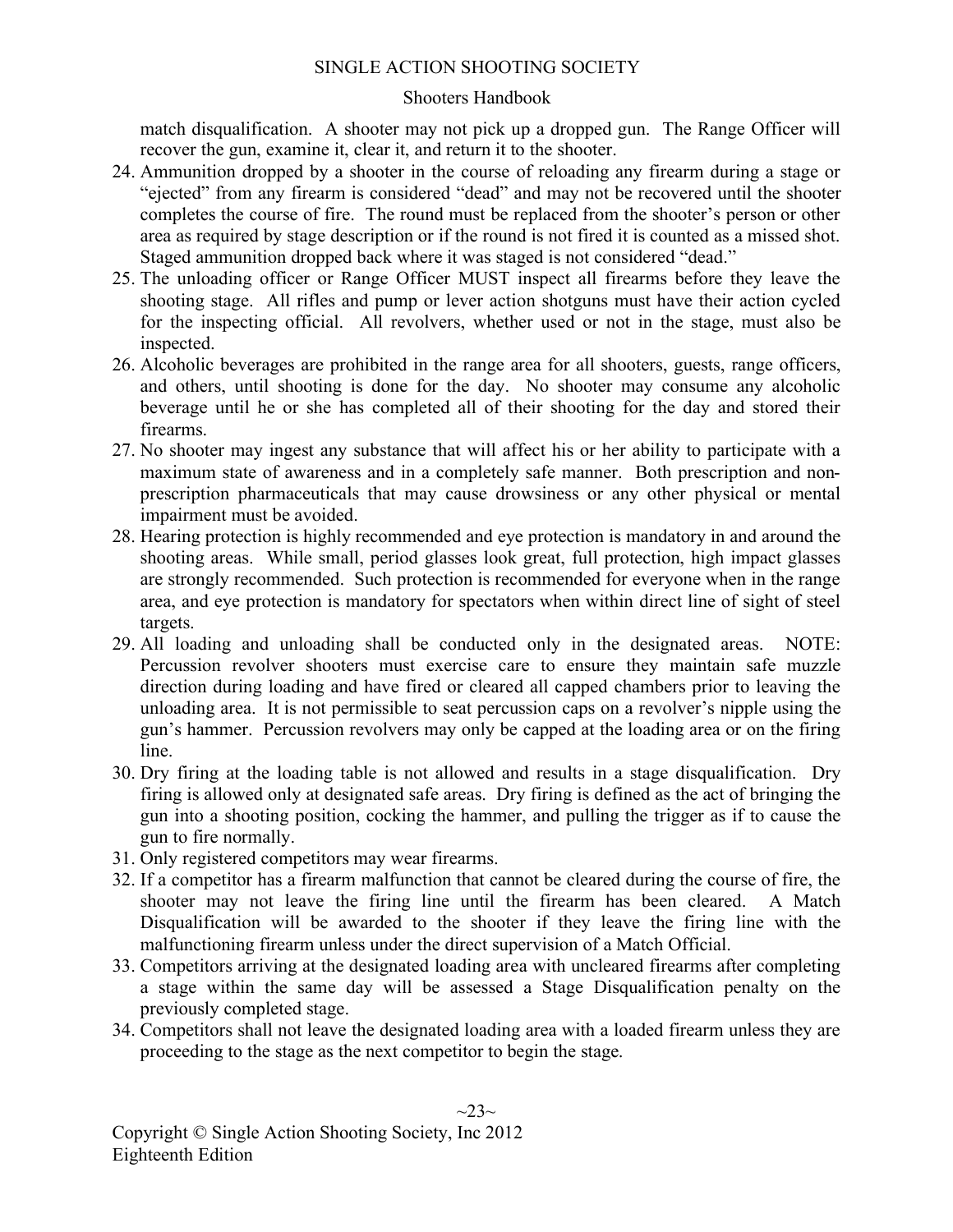match disqualification. A shooter may not pick up a dropped gun. The Range Officer will recover the gun, examine it, clear it, and return it to the shooter.

24. Ammunition dropped by a shooter in the course of reloading any firearm during a stage or "ejected" from any firearm is considered "dead" and may not be recovered until the shooter completes the course of fire. The round must be replaced from the shooter's person or other area as required by stage description or if the round is not fired it is counted as a missed shot. Staged ammunition dropped back where it was staged is not considered "dead."
25. The unloading officer or Range Officer MUST inspect all firearms before they leave the shooting stage. All rifles and pump or lever action shotguns must have their action cycled for the inspecting official. All revolvers, whether used or not in the stage, must also be inspected.
26. Alcoholic beverages are prohibited in the range area for all shooters, guests, range officers, and others, until shooting is done for the day. No shooter may consume any alcoholic beverage until he or she has completed all of their shooting for the day and stored their firearms.
27. No shooter may ingest any substance that will affect his or her ability to participate with a maximum state of awareness and in a completely safe manner. Both prescription and non-prescription pharmaceuticals that may cause drowsiness or any other physical or mental impairment must be avoided.
28. Hearing protection is highly recommended and eye protection is mandatory in and around the shooting areas. While small, period glasses look great, full protection, high impact glasses are strongly recommended. Such protection is recommended for everyone when in the range area, and eye protection is mandatory for spectators when within direct line of sight of steel targets.
29. All loading and unloading shall be conducted only in the designated areas. NOTE: Percussion revolver shooters must exercise care to ensure they maintain safe muzzle direction during loading and have fired or cleared all capped chambers prior to leaving the unloading area. It is not permissible to seat percussion caps on a revolver's nipple using the gun's hammer. Percussion revolvers may only be capped at the loading area or on the firing line.
30. Dry firing at the loading table is not allowed and results in a stage disqualification. Dry firing is allowed only at designated safe areas. Dry firing is defined as the act of bringing the gun into a shooting position, cocking the hammer, and pulling the trigger as if to cause the gun to fire normally.
31. Only registered competitors may wear firearms.
32. If a competitor has a firearm malfunction that cannot be cleared during the course of fire, the shooter may not leave the firing line until the firearm has been cleared. A Match Disqualification will be awarded to the shooter if they leave the firing line with the malfunctioning firearm unless under the direct supervision of a Match Official.
33. Competitors arriving at the designated loading area with uncleared firearms after completing a stage within the same day will be assessed a Stage Disqualification penalty on the previously completed stage.
34. Competitors shall not leave the designated loading area with a loaded firearm unless they are proceeding to the stage as the next competitor to begin the stage.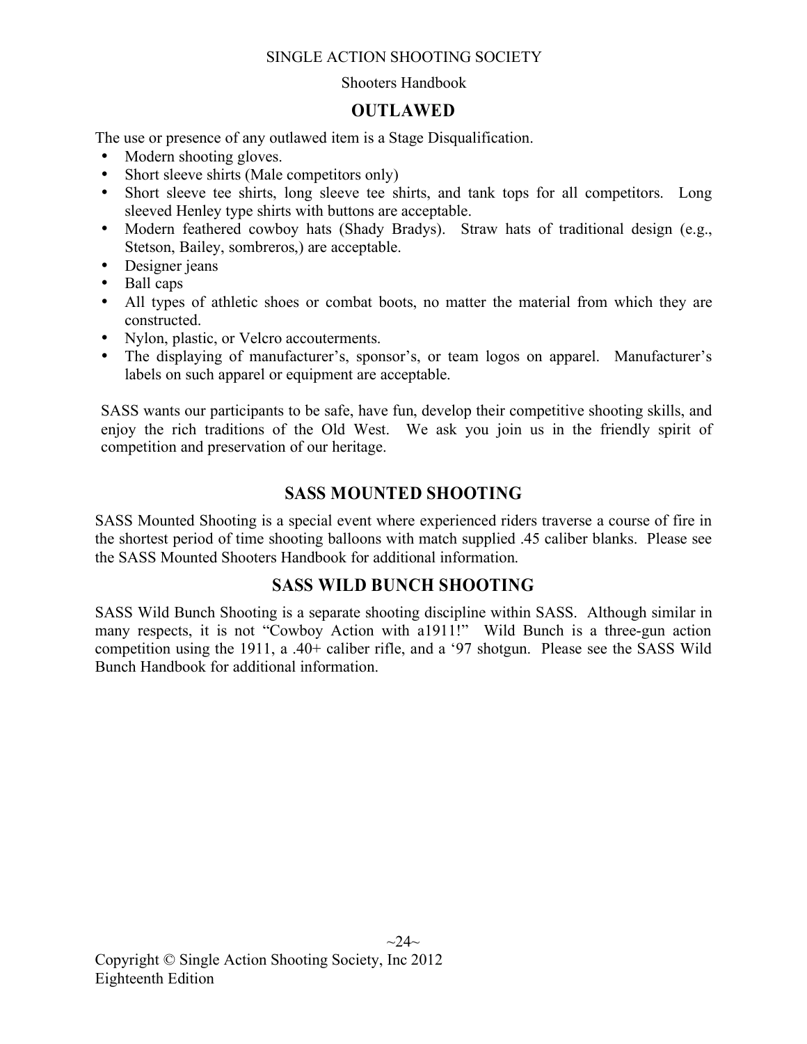## OUTLAWED

The use or presence of any outlawed item is a Stage Disqualification.

- Modern shooting gloves.
- Short sleeve shirts (Male competitors only)
- Short sleeve tee shirts, long sleeve tee shirts, and tank tops for all competitors. Long sleeved Henley type shirts with buttons are acceptable.
- Modern feathered cowboy hats (Shady Bradys). Straw hats of traditional design (e.g., Stetson, Bailey, sombreros,) are acceptable.
- Designer jeans
- Ball caps
- All types of athletic shoes or combat boots, no matter the material from which they are constructed.
- Nylon, plastic, or Velcro accouterments.
- The displaying of manufacturer's, sponsor's, or team logos on apparel. Manufacturer's labels on such apparel or equipment are acceptable.

SASS wants our participants to be safe, have fun, develop their competitive shooting skills, and enjoy the rich traditions of the Old West. We ask you join us in the friendly spirit of competition and preservation of our heritage.

## SASS MOUNTED SHOOTING

SASS Mounted Shooting is a special event where experienced riders traverse a course of fire in the shortest period of time shooting balloons with match supplied .45 caliber blanks. Please see the SASS Mounted Shooters Handbook for additional information.

## SASS WILD BUNCH SHOOTING

SASS Wild Bunch Shooting is a separate shooting discipline within SASS. Although similar in many respects, it is not "Cowboy Action with a1911!" Wild Bunch is a three-gun action competition using the 1911, a .40+ caliber rifle, and a '97 shotgun. Please see the SASS Wild Bunch Handbook for additional information.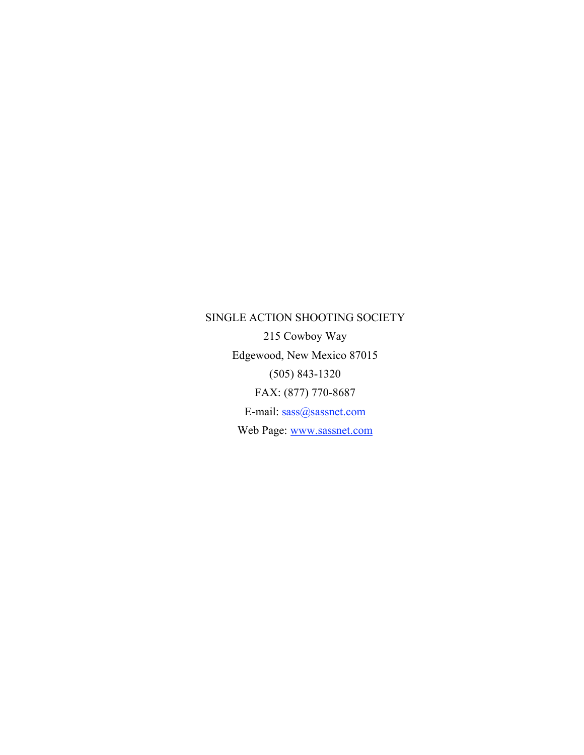SINGLE ACTION SHOOTING SOCIETY

215 Cowboy Way

Edgewood, New Mexico 87015

(505) 843-1320

FAX: (877) 770-8687

E-mail: sass@sassnet.com

Web Page: www.sassnet.com